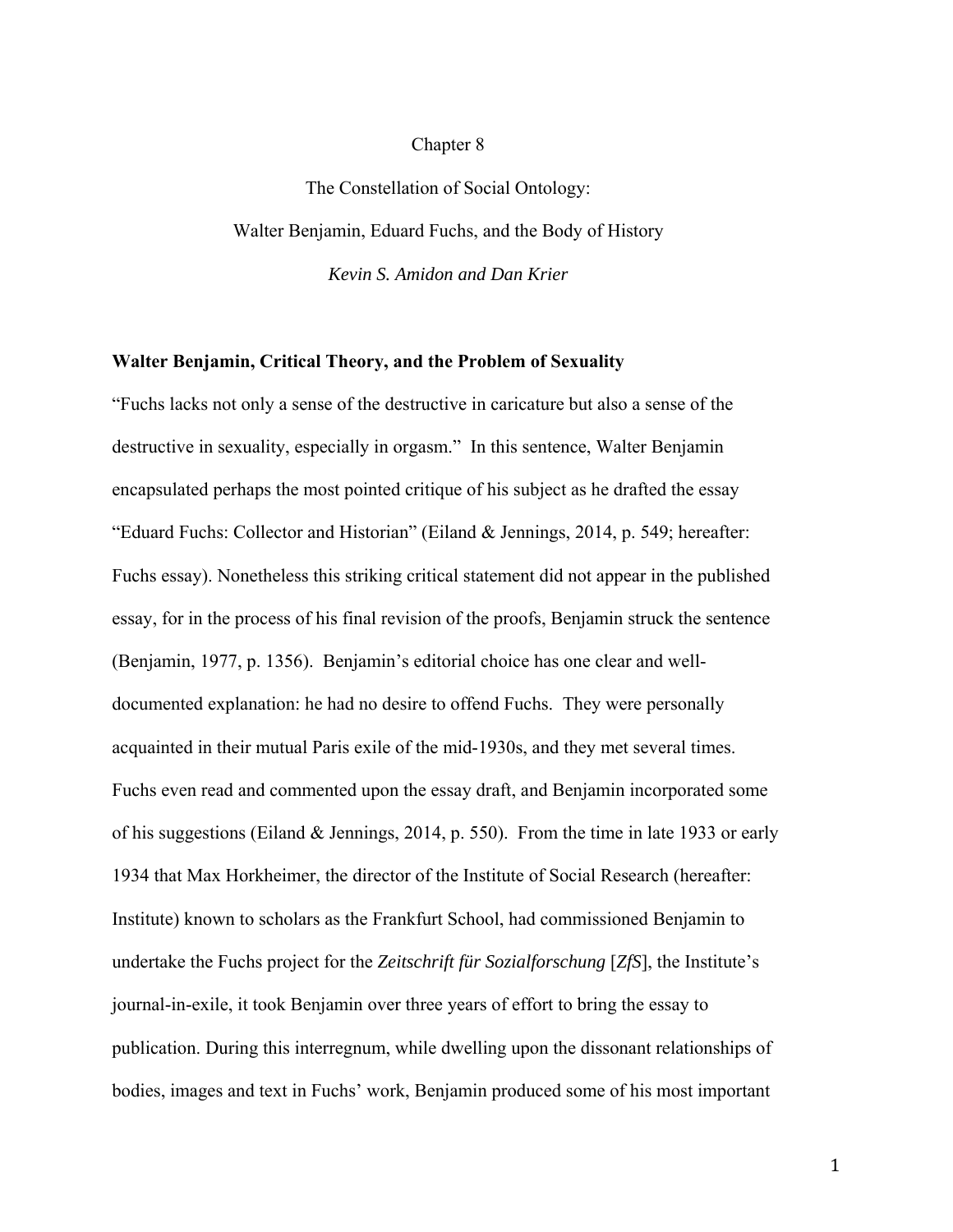Chapter 8

The Constellation of Social Ontology:

Walter Benjamin, Eduard Fuchs, and the Body of History

*Kevin S. Amidon and Dan Krier*

**Walter Benjamin, Critical Theory, and the Problem of Sexuality**

"Fuchs lacks not only a sense of the destructive in caricature but also a sense of the destructive in sexuality, especially in orgasm." In this sentence, Walter Benjamin encapsulated perhaps the most pointed critique of his subject as he drafted the essay "Eduard Fuchs: Collector and Historian" (Eiland & Jennings, 2014, p. 549; hereafter: Fuchs essay). Nonetheless this striking critical statement did not appear in the published essay, for in the process of his final revision of the proofs, Benjamin struck the sentence (Benjamin, 1977, p. 1356). Benjamin's editorial choice has one clear and well-documented explanation: he had no desire to offend Fuchs. They were personally acquainted in their mutual Paris exile of the mid-1930s, and they met several times. Fuchs even read and commented upon the essay draft, and Benjamin incorporated some of his suggestions (Eiland & Jennings, 2014, p. 550). From the time in late 1933 or early 1934 that Max Horkheimer, the director of the Institute of Social Research (hereafter: Institute) known to scholars as the Frankfurt School, had commissioned Benjamin to undertake the Fuchs project for the *Zeitschrift für Sozialforschung* [*ZfS*], the Institute's journal-in-exile, it took Benjamin over three years of effort to bring the essay to publication. During this interregnum, while dwelling upon the dissonant relationships of bodies, images and text in Fuchs' work, Benjamin produced some of his most important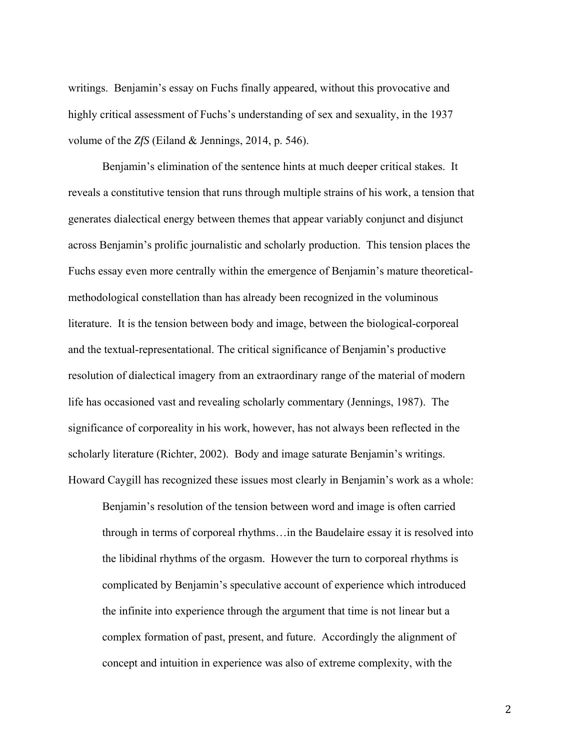writings. Benjamin's essay on Fuchs finally appeared, without this provocative and highly critical assessment of Fuchs's understanding of sex and sexuality, in the 1937 volume of the *ZfS* (Eiland & Jennings, 2014, p. 546).

Benjamin's elimination of the sentence hints at much deeper critical stakes. It reveals a constitutive tension that runs through multiple strains of his work, a tension that generates dialectical energy between themes that appear variably conjunct and disjunct across Benjamin's prolific journalistic and scholarly production. This tension places the Fuchs essay even more centrally within the emergence of Benjamin's mature theoretical-methodological constellation than has already been recognized in the voluminous literature. It is the tension between body and image, between the biological-corporeal and the textual-representational. The critical significance of Benjamin's productive resolution of dialectical imagery from an extraordinary range of the material of modern life has occasioned vast and revealing scholarly commentary (Jennings, 1987). The significance of corporeality in his work, however, has not always been reflected in the scholarly literature (Richter, 2002). Body and image saturate Benjamin's writings. Howard Caygill has recognized these issues most clearly in Benjamin's work as a whole:

> Benjamin's resolution of the tension between word and image is often carried through in terms of corporeal rhythms…in the Baudelaire essay it is resolved into the libidinal rhythms of the orgasm. However the turn to corporeal rhythms is complicated by Benjamin's speculative account of experience which introduced the infinite into experience through the argument that time is not linear but a complex formation of past, present, and future. Accordingly the alignment of concept and intuition in experience was also of extreme complexity, with the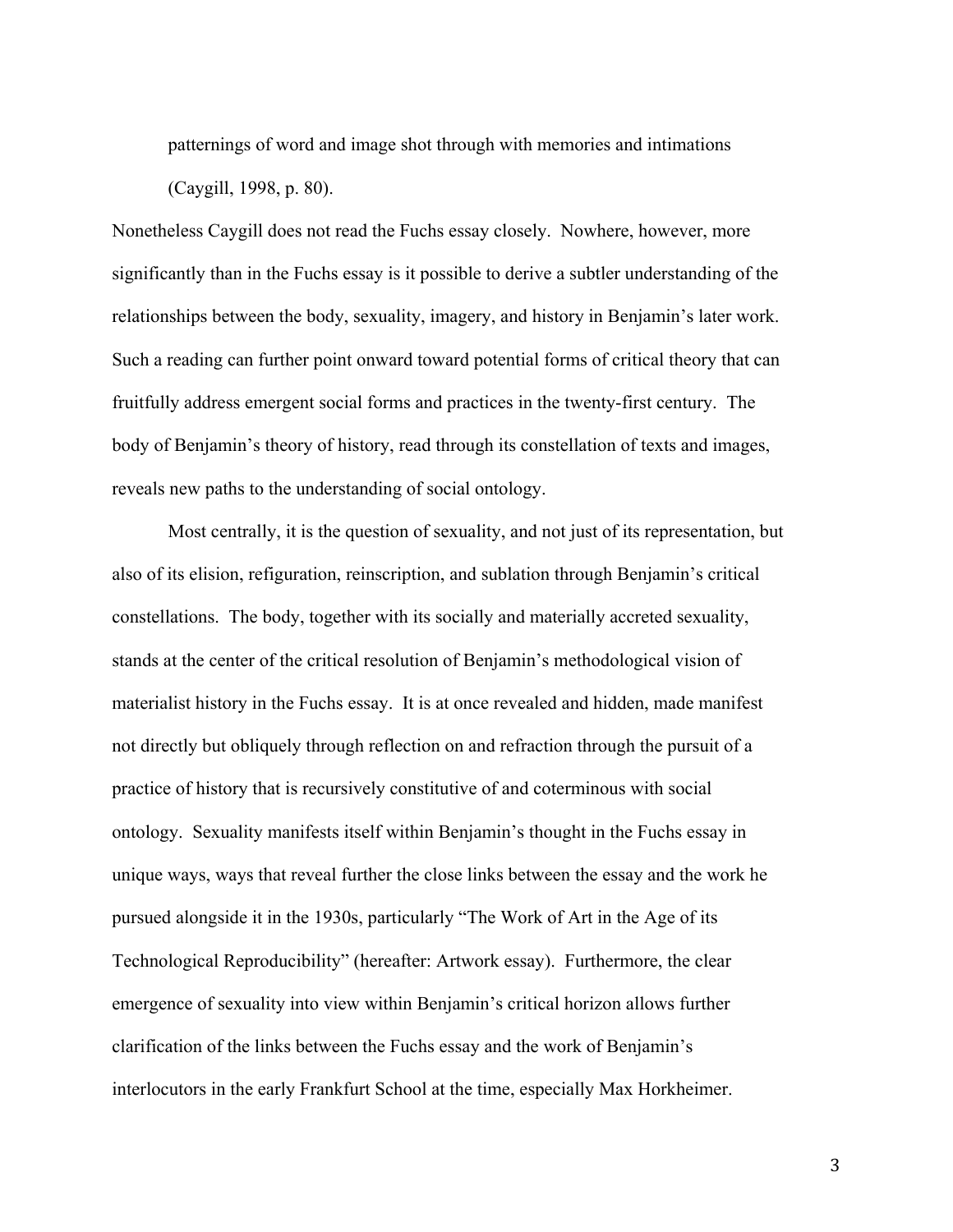> patternings of word and image shot through with memories and intimations (Caygill, 1998, p. 80).

Nonetheless Caygill does not read the Fuchs essay closely. Nowhere, however, more significantly than in the Fuchs essay is it possible to derive a subtler understanding of the relationships between the body, sexuality, imagery, and history in Benjamin's later work. Such a reading can further point onward toward potential forms of critical theory that can fruitfully address emergent social forms and practices in the twenty-first century. The body of Benjamin's theory of history, read through its constellation of texts and images, reveals new paths to the understanding of social ontology.

Most centrally, it is the question of sexuality, and not just of its representation, but also of its elision, refiguration, reinscription, and sublation through Benjamin's critical constellations. The body, together with its socially and materially accreted sexuality, stands at the center of the critical resolution of Benjamin's methodological vision of materialist history in the Fuchs essay. It is at once revealed and hidden, made manifest not directly but obliquely through reflection on and refraction through the pursuit of a practice of history that is recursively constitutive of and coterminous with social ontology. Sexuality manifests itself within Benjamin's thought in the Fuchs essay in unique ways, ways that reveal further the close links between the essay and the work he pursued alongside it in the 1930s, particularly "The Work of Art in the Age of its Technological Reproducibility" (hereafter: Artwork essay). Furthermore, the clear emergence of sexuality into view within Benjamin's critical horizon allows further clarification of the links between the Fuchs essay and the work of Benjamin's interlocutors in the early Frankfurt School at the time, especially Max Horkheimer.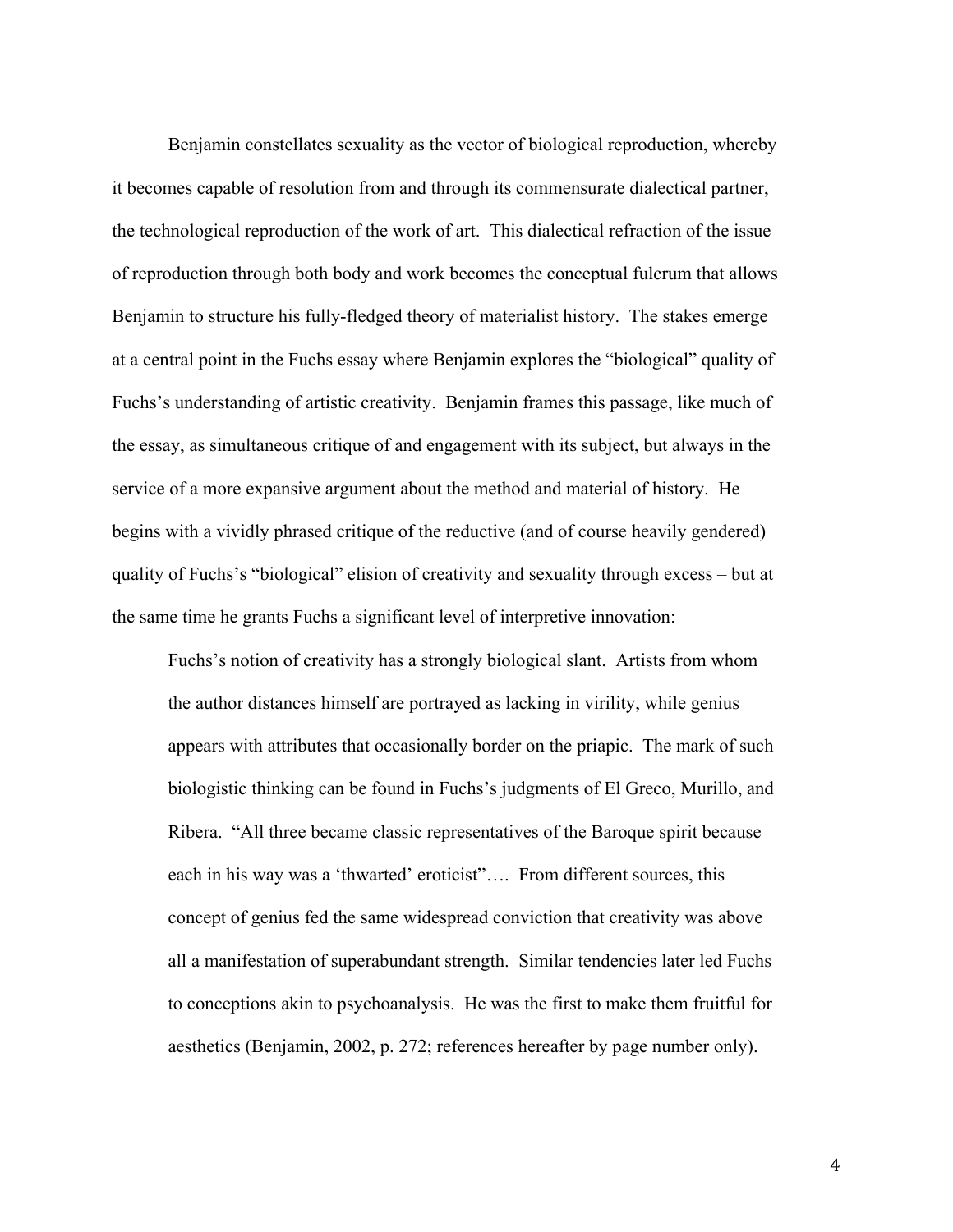Benjamin constellates sexuality as the vector of biological reproduction, whereby it becomes capable of resolution from and through its commensurate dialectical partner, the technological reproduction of the work of art. This dialectical refraction of the issue of reproduction through both body and work becomes the conceptual fulcrum that allows Benjamin to structure his fully-fledged theory of materialist history. The stakes emerge at a central point in the Fuchs essay where Benjamin explores the "biological" quality of Fuchs's understanding of artistic creativity. Benjamin frames this passage, like much of the essay, as simultaneous critique of and engagement with its subject, but always in the service of a more expansive argument about the method and material of history. He begins with a vividly phrased critique of the reductive (and of course heavily gendered) quality of Fuchs's "biological" elision of creativity and sexuality through excess – but at the same time he grants Fuchs a significant level of interpretive innovation:

> Fuchs's notion of creativity has a strongly biological slant. Artists from whom the author distances himself are portrayed as lacking in virility, while genius appears with attributes that occasionally border on the priapic. The mark of such biologistic thinking can be found in Fuchs's judgments of El Greco, Murillo, and Ribera. "All three became classic representatives of the Baroque spirit because each in his way was a 'thwarted' eroticist"…. From different sources, this concept of genius fed the same widespread conviction that creativity was above all a manifestation of superabundant strength. Similar tendencies later led Fuchs to conceptions akin to psychoanalysis. He was the first to make them fruitful for aesthetics (Benjamin, 2002, p. 272; references hereafter by page number only).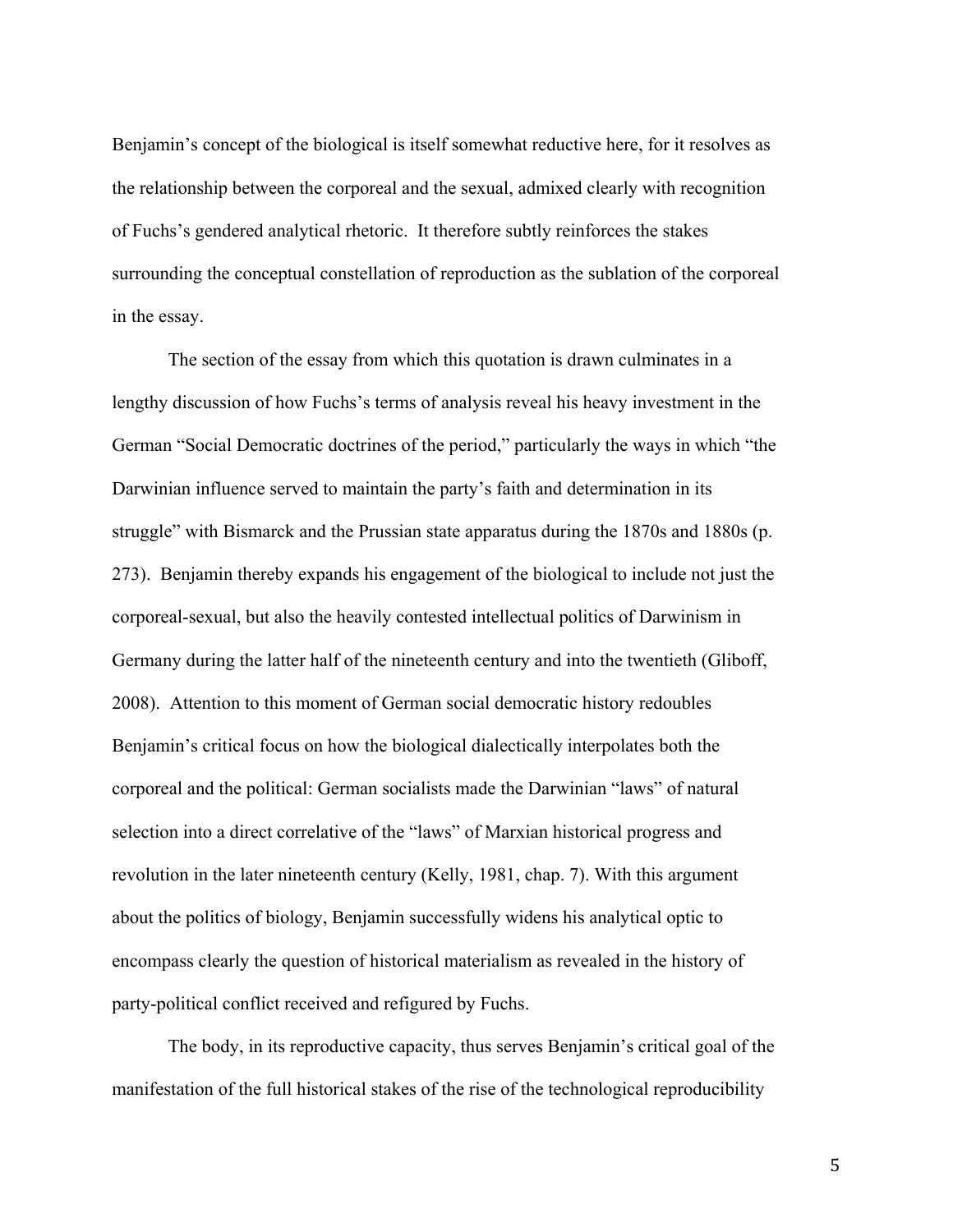Benjamin's concept of the biological is itself somewhat reductive here, for it resolves as the relationship between the corporeal and the sexual, admixed clearly with recognition of Fuchs's gendered analytical rhetoric. It therefore subtly reinforces the stakes surrounding the conceptual constellation of reproduction as the sublation of the corporeal in the essay.

The section of the essay from which this quotation is drawn culminates in a lengthy discussion of how Fuchs's terms of analysis reveal his heavy investment in the German "Social Democratic doctrines of the period," particularly the ways in which "the Darwinian influence served to maintain the party's faith and determination in its struggle" with Bismarck and the Prussian state apparatus during the 1870s and 1880s (p. 273). Benjamin thereby expands his engagement of the biological to include not just the corporeal-sexual, but also the heavily contested intellectual politics of Darwinism in Germany during the latter half of the nineteenth century and into the twentieth (Gliboff, 2008). Attention to this moment of German social democratic history redoubles Benjamin's critical focus on how the biological dialectically interpolates both the corporeal and the political: German socialists made the Darwinian "laws" of natural selection into a direct correlative of the "laws" of Marxian historical progress and revolution in the later nineteenth century (Kelly, 1981, chap. 7). With this argument about the politics of biology, Benjamin successfully widens his analytical optic to encompass clearly the question of historical materialism as revealed in the history of party-political conflict received and refigured by Fuchs.

The body, in its reproductive capacity, thus serves Benjamin's critical goal of the manifestation of the full historical stakes of the rise of the technological reproducibility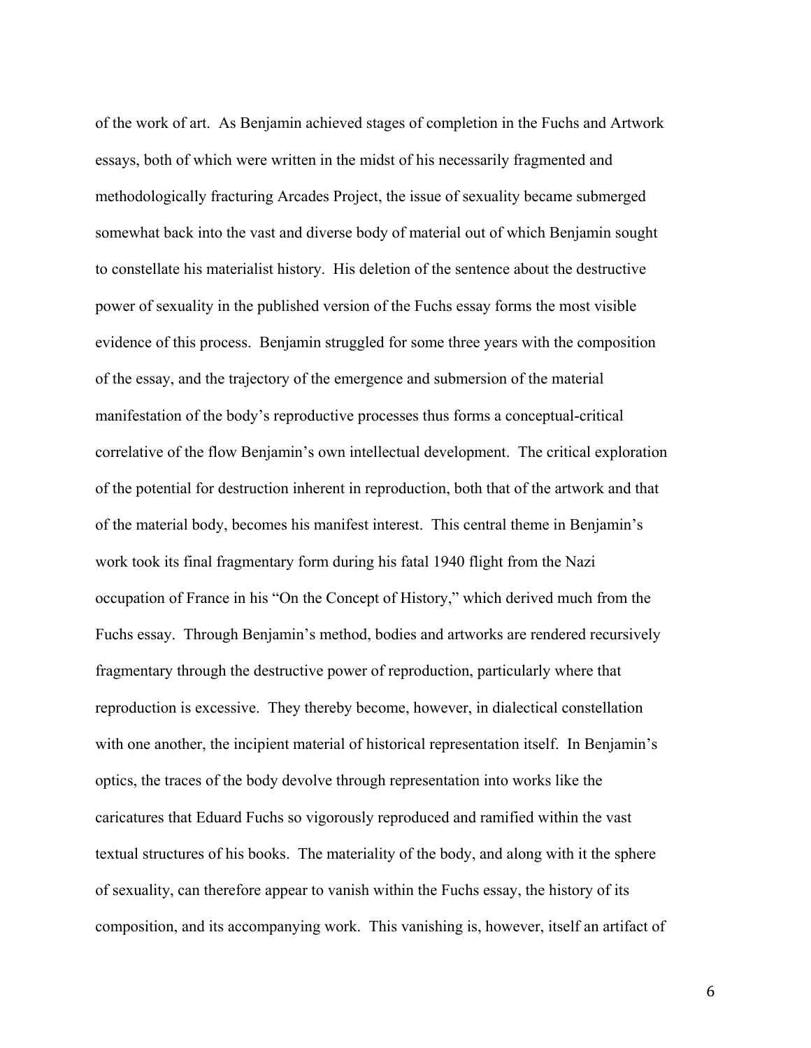of the work of art. As Benjamin achieved stages of completion in the Fuchs and Artwork essays, both of which were written in the midst of his necessarily fragmented and methodologically fracturing Arcades Project, the issue of sexuality became submerged somewhat back into the vast and diverse body of material out of which Benjamin sought to constellate his materialist history. His deletion of the sentence about the destructive power of sexuality in the published version of the Fuchs essay forms the most visible evidence of this process. Benjamin struggled for some three years with the composition of the essay, and the trajectory of the emergence and submersion of the material manifestation of the body's reproductive processes thus forms a conceptual-critical correlative of the flow Benjamin's own intellectual development. The critical exploration of the potential for destruction inherent in reproduction, both that of the artwork and that of the material body, becomes his manifest interest. This central theme in Benjamin's work took its final fragmentary form during his fatal 1940 flight from the Nazi occupation of France in his "On the Concept of History," which derived much from the Fuchs essay. Through Benjamin's method, bodies and artworks are rendered recursively fragmentary through the destructive power of reproduction, particularly where that reproduction is excessive. They thereby become, however, in dialectical constellation with one another, the incipient material of historical representation itself. In Benjamin's optics, the traces of the body devolve through representation into works like the caricatures that Eduard Fuchs so vigorously reproduced and ramified within the vast textual structures of his books. The materiality of the body, and along with it the sphere of sexuality, can therefore appear to vanish within the Fuchs essay, the history of its composition, and its accompanying work. This vanishing is, however, itself an artifact of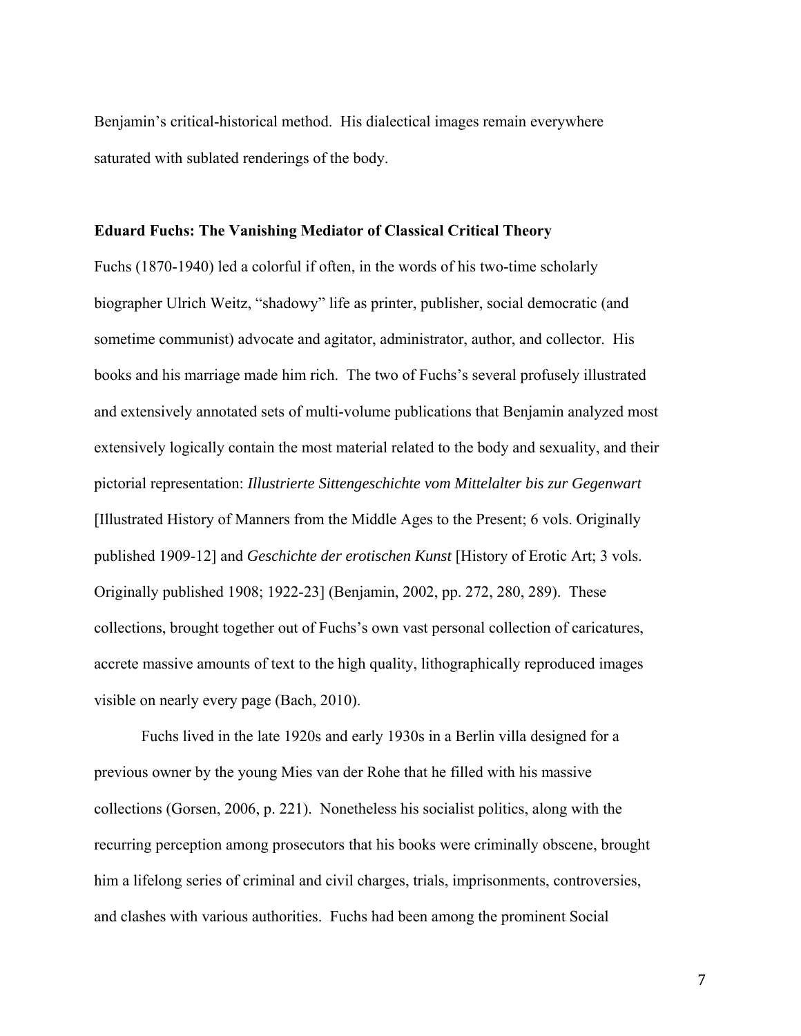Benjamin's critical-historical method. His dialectical images remain everywhere saturated with sublated renderings of the body.

**Eduard Fuchs: The Vanishing Mediator of Classical Critical Theory**

Fuchs (1870-1940) led a colorful if often, in the words of his two-time scholarly biographer Ulrich Weitz, "shadowy" life as printer, publisher, social democratic (and sometime communist) advocate and agitator, administrator, author, and collector. His books and his marriage made him rich. The two of Fuchs's several profusely illustrated and extensively annotated sets of multi-volume publications that Benjamin analyzed most extensively logically contain the most material related to the body and sexuality, and their pictorial representation: *Illustrierte Sittengeschichte vom Mittelalter bis zur Gegenwart* [Illustrated History of Manners from the Middle Ages to the Present; 6 vols. Originally published 1909-12] and *Geschichte der erotischen Kunst* [History of Erotic Art; 3 vols. Originally published 1908; 1922-23] (Benjamin, 2002, pp. 272, 280, 289). These collections, brought together out of Fuchs's own vast personal collection of caricatures, accrete massive amounts of text to the high quality, lithographically reproduced images visible on nearly every page (Bach, 2010).

Fuchs lived in the late 1920s and early 1930s in a Berlin villa designed for a previous owner by the young Mies van der Rohe that he filled with his massive collections (Gorsen, 2006, p. 221). Nonetheless his socialist politics, along with the recurring perception among prosecutors that his books were criminally obscene, brought him a lifelong series of criminal and civil charges, trials, imprisonments, controversies, and clashes with various authorities. Fuchs had been among the prominent Social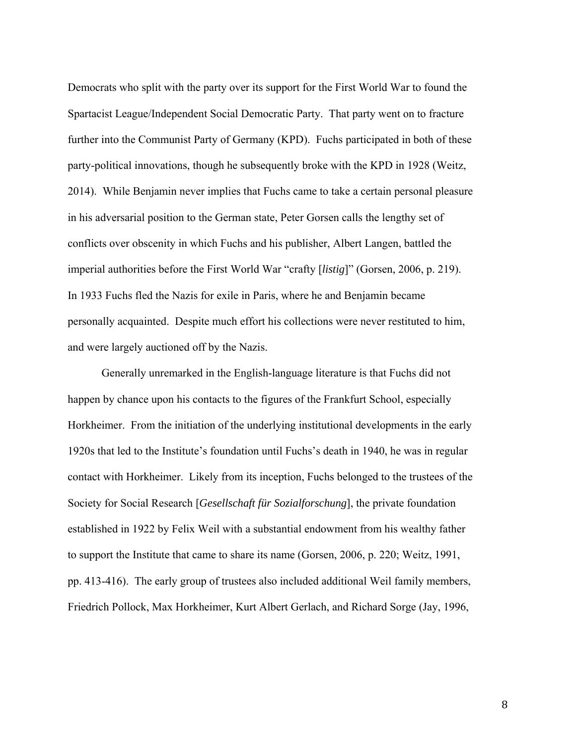Democrats who split with the party over its support for the First World War to found the Spartacist League/Independent Social Democratic Party. That party went on to fracture further into the Communist Party of Germany (KPD). Fuchs participated in both of these party-political innovations, though he subsequently broke with the KPD in 1928 (Weitz, 2014). While Benjamin never implies that Fuchs came to take a certain personal pleasure in his adversarial position to the German state, Peter Gorsen calls the lengthy set of conflicts over obscenity in which Fuchs and his publisher, Albert Langen, battled the imperial authorities before the First World War "crafty [*listig*]" (Gorsen, 2006, p. 219). In 1933 Fuchs fled the Nazis for exile in Paris, where he and Benjamin became personally acquainted. Despite much effort his collections were never restituted to him, and were largely auctioned off by the Nazis.

Generally unremarked in the English-language literature is that Fuchs did not happen by chance upon his contacts to the figures of the Frankfurt School, especially Horkheimer. From the initiation of the underlying institutional developments in the early 1920s that led to the Institute's foundation until Fuchs's death in 1940, he was in regular contact with Horkheimer. Likely from its inception, Fuchs belonged to the trustees of the Society for Social Research [*Gesellschaft für Sozialforschung*], the private foundation established in 1922 by Felix Weil with a substantial endowment from his wealthy father to support the Institute that came to share its name (Gorsen, 2006, p. 220; Weitz, 1991, pp. 413-416). The early group of trustees also included additional Weil family members, Friedrich Pollock, Max Horkheimer, Kurt Albert Gerlach, and Richard Sorge (Jay, 1996,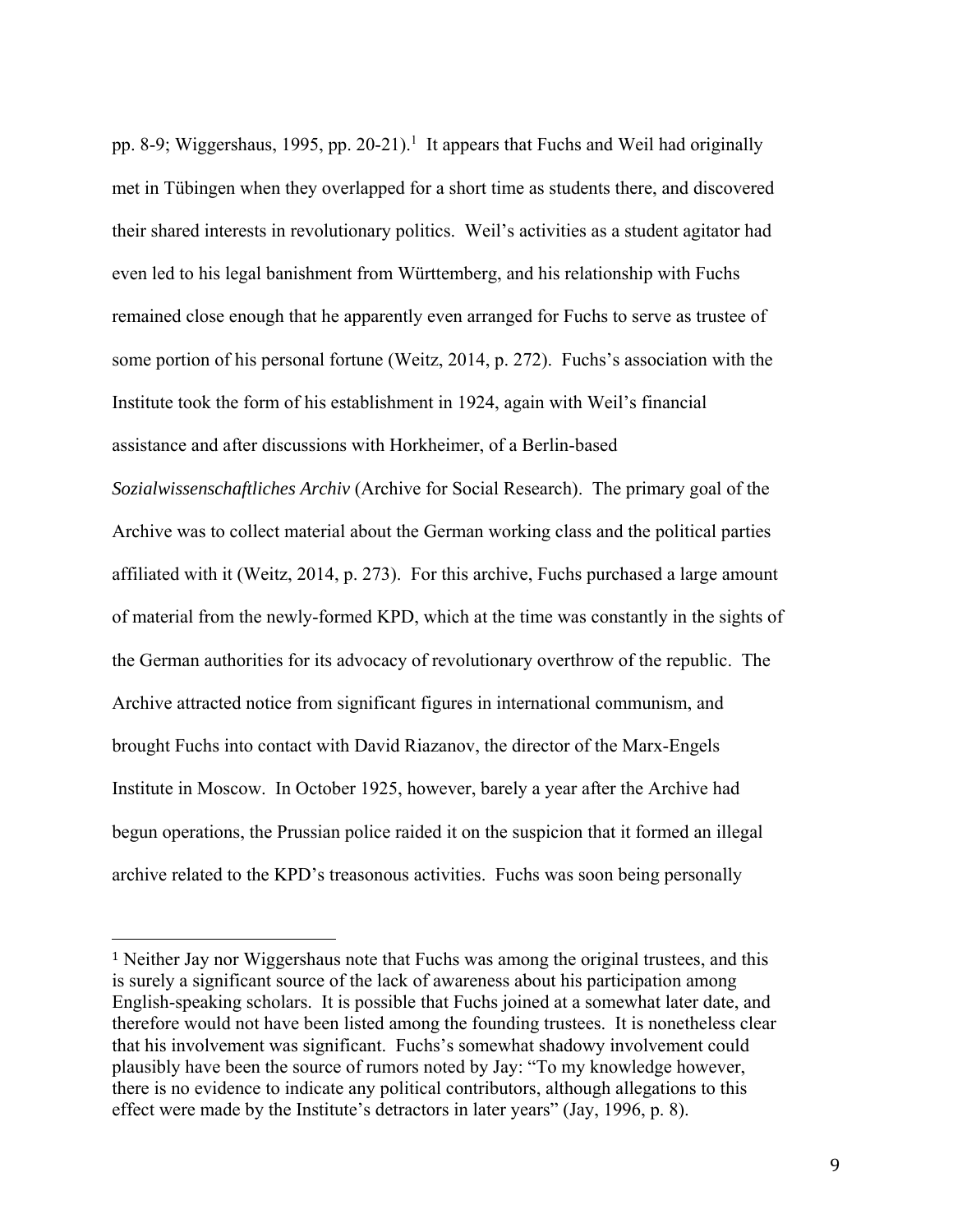pp. 8-9; Wiggershaus, 1995, pp. 20-21).[1] It appears that Fuchs and Weil had originally met in Tübingen when they overlapped for a short time as students there, and discovered their shared interests in revolutionary politics. Weil's activities as a student agitator had even led to his legal banishment from Württemberg, and his relationship with Fuchs remained close enough that he apparently even arranged for Fuchs to serve as trustee of some portion of his personal fortune (Weitz, 2014, p. 272). Fuchs's association with the Institute took the form of his establishment in 1924, again with Weil's financial assistance and after discussions with Horkheimer, of a Berlin-based *Sozialwissenschaftliches Archiv* (Archive for Social Research). The primary goal of the Archive was to collect material about the German working class and the political parties affiliated with it (Weitz, 2014, p. 273). For this archive, Fuchs purchased a large amount of material from the newly-formed KPD, which at the time was constantly in the sights of the German authorities for its advocacy of revolutionary overthrow of the republic. The Archive attracted notice from significant figures in international communism, and brought Fuchs into contact with David Riazanov, the director of the Marx-Engels Institute in Moscow. In October 1925, however, barely a year after the Archive had begun operations, the Prussian police raided it on the suspicion that it formed an illegal archive related to the KPD's treasonous activities. Fuchs was soon being personally

[1] Neither Jay nor Wiggershaus note that Fuchs was among the original trustees, and this is surely a significant source of the lack of awareness about his participation among English-speaking scholars. It is possible that Fuchs joined at a somewhat later date, and therefore would not have been listed among the founding trustees. It is nonetheless clear that his involvement was significant. Fuchs's somewhat shadowy involvement could plausibly have been the source of rumors noted by Jay: "To my knowledge however, there is no evidence to indicate any political contributors, although allegations to this effect were made by the Institute's detractors in later years" (Jay, 1996, p. 8).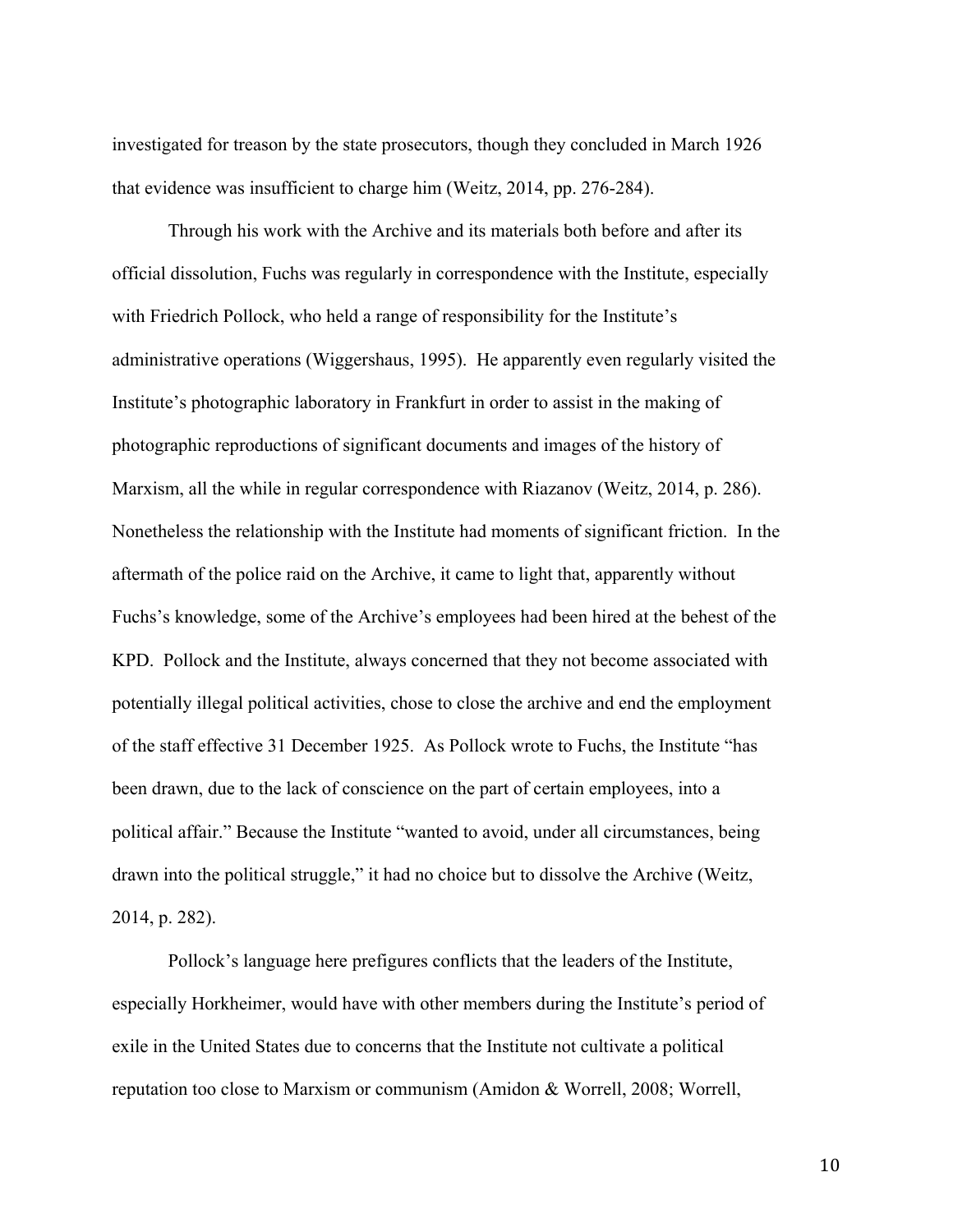investigated for treason by the state prosecutors, though they concluded in March 1926 that evidence was insufficient to charge him (Weitz, 2014, pp. 276-284).

Through his work with the Archive and its materials both before and after its official dissolution, Fuchs was regularly in correspondence with the Institute, especially with Friedrich Pollock, who held a range of responsibility for the Institute's administrative operations (Wiggershaus, 1995). He apparently even regularly visited the Institute's photographic laboratory in Frankfurt in order to assist in the making of photographic reproductions of significant documents and images of the history of Marxism, all the while in regular correspondence with Riazanov (Weitz, 2014, p. 286). Nonetheless the relationship with the Institute had moments of significant friction. In the aftermath of the police raid on the Archive, it came to light that, apparently without Fuchs's knowledge, some of the Archive's employees had been hired at the behest of the KPD. Pollock and the Institute, always concerned that they not become associated with potentially illegal political activities, chose to close the archive and end the employment of the staff effective 31 December 1925. As Pollock wrote to Fuchs, the Institute "has been drawn, due to the lack of conscience on the part of certain employees, into a political affair." Because the Institute "wanted to avoid, under all circumstances, being drawn into the political struggle," it had no choice but to dissolve the Archive (Weitz, 2014, p. 282).

Pollock's language here prefigures conflicts that the leaders of the Institute, especially Horkheimer, would have with other members during the Institute's period of exile in the United States due to concerns that the Institute not cultivate a political reputation too close to Marxism or communism (Amidon & Worrell, 2008; Worrell,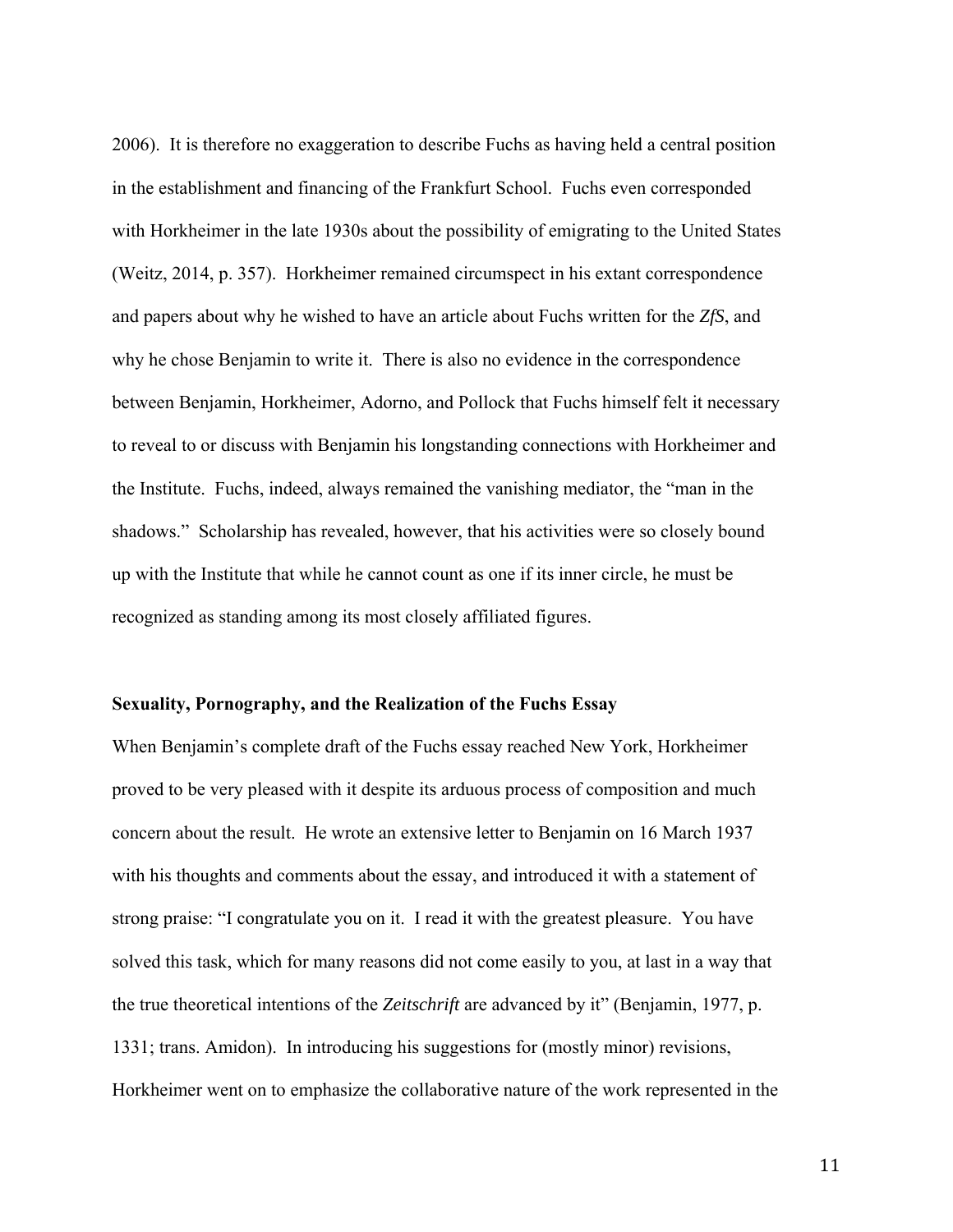2006). It is therefore no exaggeration to describe Fuchs as having held a central position in the establishment and financing of the Frankfurt School. Fuchs even corresponded with Horkheimer in the late 1930s about the possibility of emigrating to the United States (Weitz, 2014, p. 357). Horkheimer remained circumspect in his extant correspondence and papers about why he wished to have an article about Fuchs written for the *ZfS*, and why he chose Benjamin to write it. There is also no evidence in the correspondence between Benjamin, Horkheimer, Adorno, and Pollock that Fuchs himself felt it necessary to reveal to or discuss with Benjamin his longstanding connections with Horkheimer and the Institute. Fuchs, indeed, always remained the vanishing mediator, the "man in the shadows." Scholarship has revealed, however, that his activities were so closely bound up with the Institute that while he cannot count as one if its inner circle, he must be recognized as standing among its most closely affiliated figures.

**Sexuality, Pornography, and the Realization of the Fuchs Essay**

When Benjamin's complete draft of the Fuchs essay reached New York, Horkheimer proved to be very pleased with it despite its arduous process of composition and much concern about the result. He wrote an extensive letter to Benjamin on 16 March 1937 with his thoughts and comments about the essay, and introduced it with a statement of strong praise: "I congratulate you on it. I read it with the greatest pleasure. You have solved this task, which for many reasons did not come easily to you, at last in a way that the true theoretical intentions of the *Zeitschrift* are advanced by it" (Benjamin, 1977, p. 1331; trans. Amidon). In introducing his suggestions for (mostly minor) revisions, Horkheimer went on to emphasize the collaborative nature of the work represented in the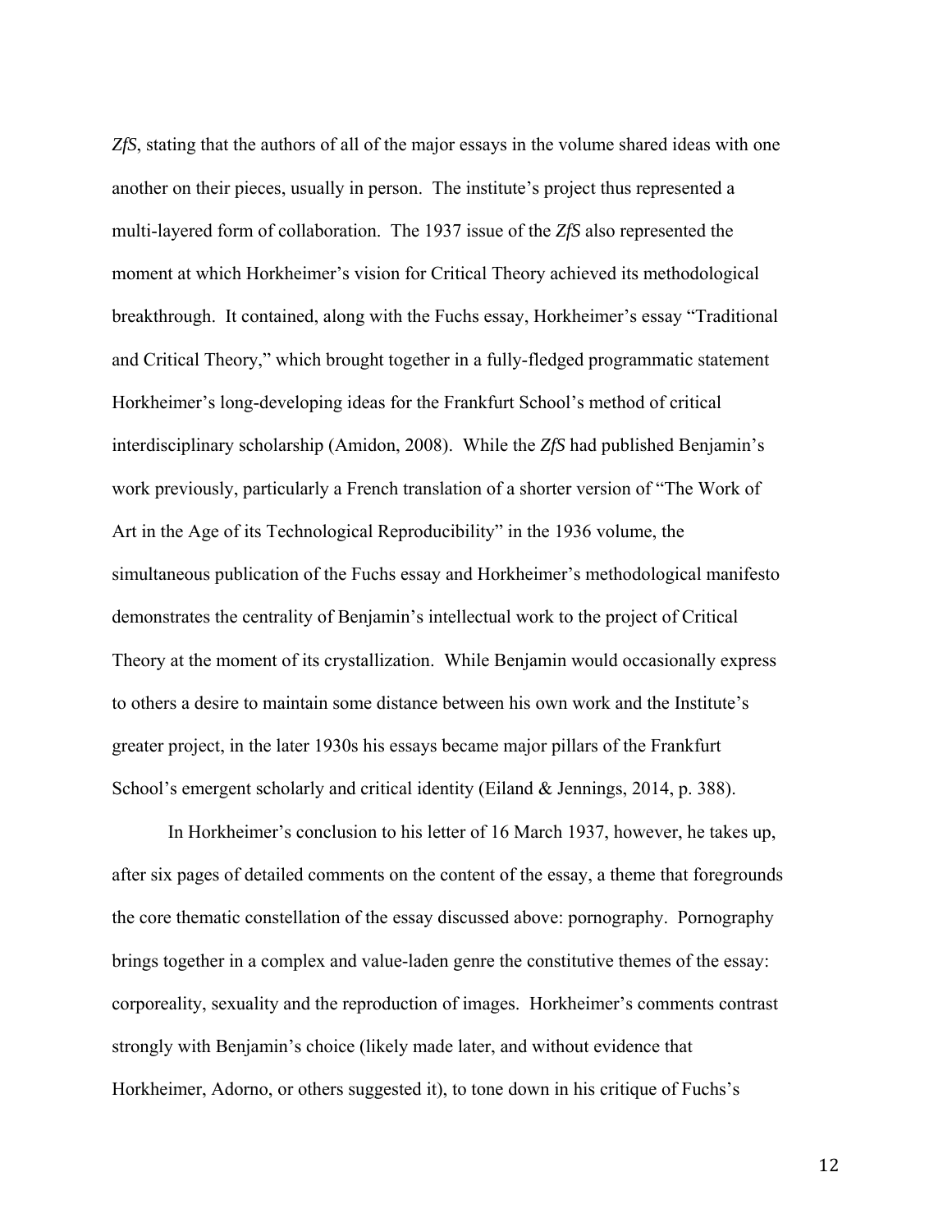*ZfS*, stating that the authors of all of the major essays in the volume shared ideas with one another on their pieces, usually in person. The institute's project thus represented a multi-layered form of collaboration. The 1937 issue of the *ZfS* also represented the moment at which Horkheimer's vision for Critical Theory achieved its methodological breakthrough. It contained, along with the Fuchs essay, Horkheimer's essay "Traditional and Critical Theory," which brought together in a fully-fledged programmatic statement Horkheimer's long-developing ideas for the Frankfurt School's method of critical interdisciplinary scholarship (Amidon, 2008). While the *ZfS* had published Benjamin's work previously, particularly a French translation of a shorter version of "The Work of Art in the Age of its Technological Reproducibility" in the 1936 volume, the simultaneous publication of the Fuchs essay and Horkheimer's methodological manifesto demonstrates the centrality of Benjamin's intellectual work to the project of Critical Theory at the moment of its crystallization. While Benjamin would occasionally express to others a desire to maintain some distance between his own work and the Institute's greater project, in the later 1930s his essays became major pillars of the Frankfurt School's emergent scholarly and critical identity (Eiland & Jennings, 2014, p. 388).

In Horkheimer's conclusion to his letter of 16 March 1937, however, he takes up, after six pages of detailed comments on the content of the essay, a theme that foregrounds the core thematic constellation of the essay discussed above: pornography. Pornography brings together in a complex and value-laden genre the constitutive themes of the essay: corporeality, sexuality and the reproduction of images. Horkheimer's comments contrast strongly with Benjamin's choice (likely made later, and without evidence that Horkheimer, Adorno, or others suggested it), to tone down in his critique of Fuchs's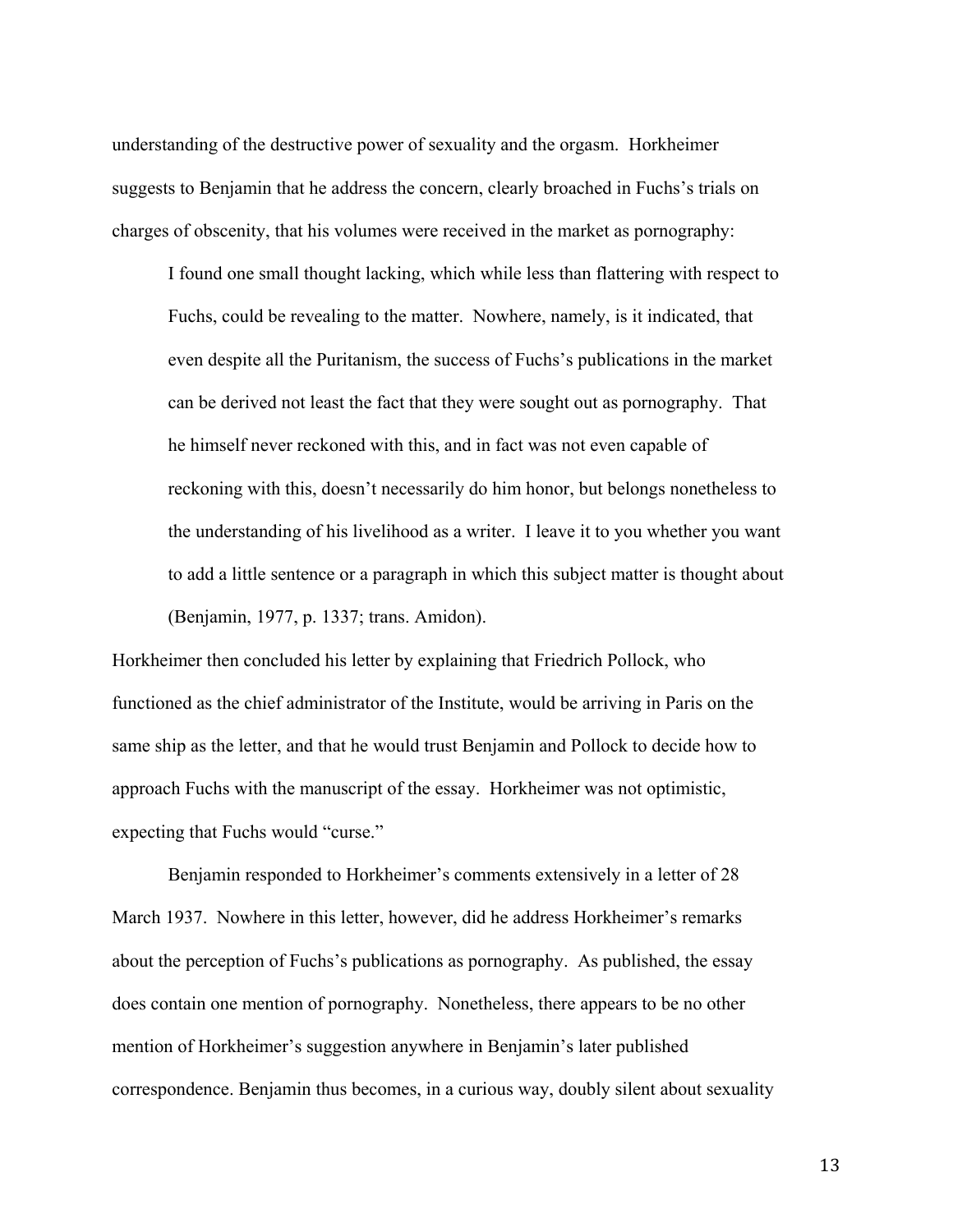understanding of the destructive power of sexuality and the orgasm. Horkheimer suggests to Benjamin that he address the concern, clearly broached in Fuchs's trials on charges of obscenity, that his volumes were received in the market as pornography:

> I found one small thought lacking, which while less than flattering with respect to Fuchs, could be revealing to the matter. Nowhere, namely, is it indicated, that even despite all the Puritanism, the success of Fuchs's publications in the market can be derived not least the fact that they were sought out as pornography. That he himself never reckoned with this, and in fact was not even capable of reckoning with this, doesn't necessarily do him honor, but belongs nonetheless to the understanding of his livelihood as a writer. I leave it to you whether you want to add a little sentence or a paragraph in which this subject matter is thought about (Benjamin, 1977, p. 1337; trans. Amidon).

Horkheimer then concluded his letter by explaining that Friedrich Pollock, who functioned as the chief administrator of the Institute, would be arriving in Paris on the same ship as the letter, and that he would trust Benjamin and Pollock to decide how to approach Fuchs with the manuscript of the essay. Horkheimer was not optimistic, expecting that Fuchs would "curse."

Benjamin responded to Horkheimer's comments extensively in a letter of 28 March 1937. Nowhere in this letter, however, did he address Horkheimer's remarks about the perception of Fuchs's publications as pornography. As published, the essay does contain one mention of pornography. Nonetheless, there appears to be no other mention of Horkheimer's suggestion anywhere in Benjamin's later published correspondence. Benjamin thus becomes, in a curious way, doubly silent about sexuality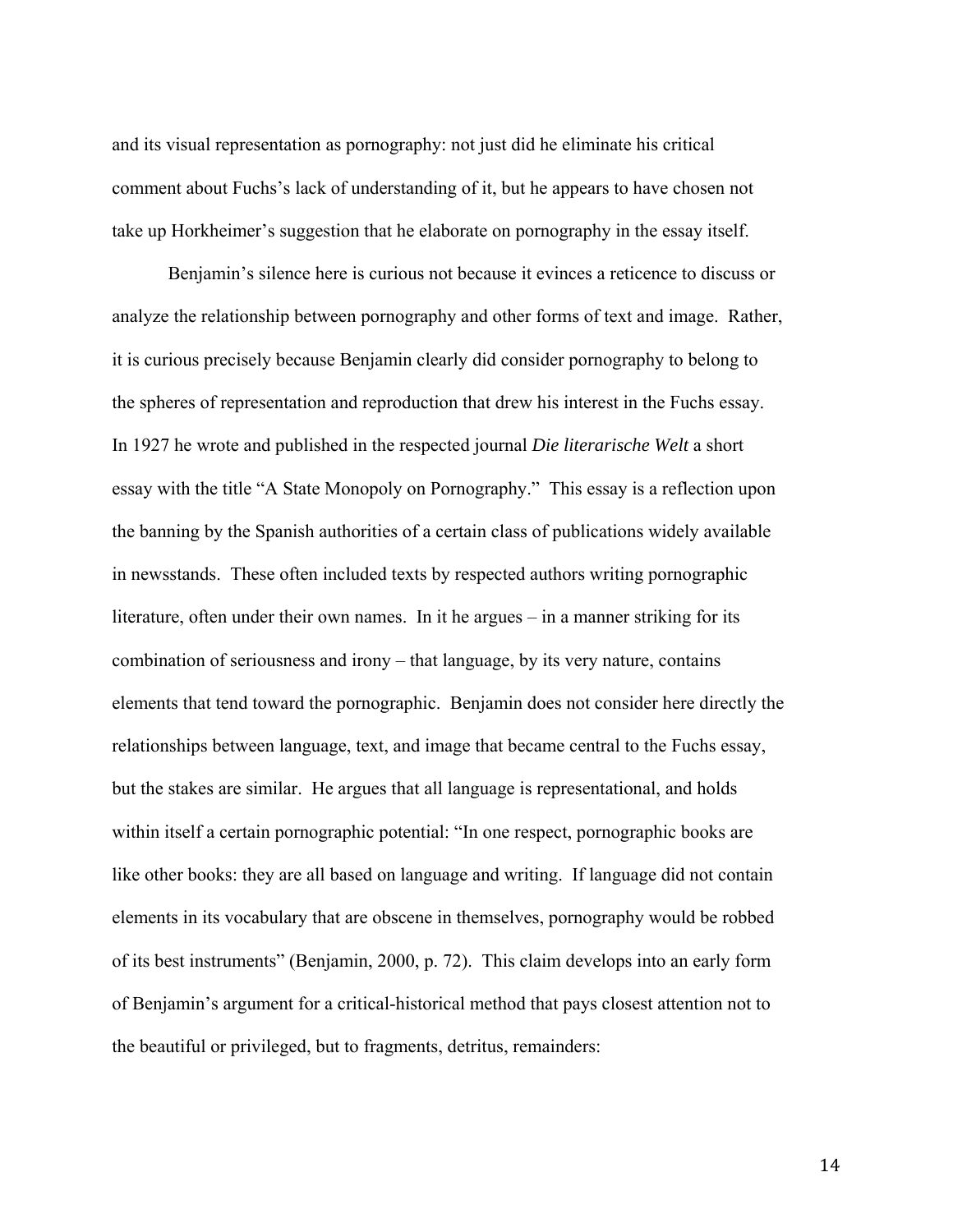and its visual representation as pornography: not just did he eliminate his critical comment about Fuchs's lack of understanding of it, but he appears to have chosen not take up Horkheimer's suggestion that he elaborate on pornography in the essay itself.

Benjamin's silence here is curious not because it evinces a reticence to discuss or analyze the relationship between pornography and other forms of text and image. Rather, it is curious precisely because Benjamin clearly did consider pornography to belong to the spheres of representation and reproduction that drew his interest in the Fuchs essay. In 1927 he wrote and published in the respected journal *Die literarische Welt* a short essay with the title "A State Monopoly on Pornography." This essay is a reflection upon the banning by the Spanish authorities of a certain class of publications widely available in newsstands. These often included texts by respected authors writing pornographic literature, often under their own names. In it he argues – in a manner striking for its combination of seriousness and irony – that language, by its very nature, contains elements that tend toward the pornographic. Benjamin does not consider here directly the relationships between language, text, and image that became central to the Fuchs essay, but the stakes are similar. He argues that all language is representational, and holds within itself a certain pornographic potential: "In one respect, pornographic books are like other books: they are all based on language and writing. If language did not contain elements in its vocabulary that are obscene in themselves, pornography would be robbed of its best instruments" (Benjamin, 2000, p. 72). This claim develops into an early form of Benjamin's argument for a critical-historical method that pays closest attention not to the beautiful or privileged, but to fragments, detritus, remainders: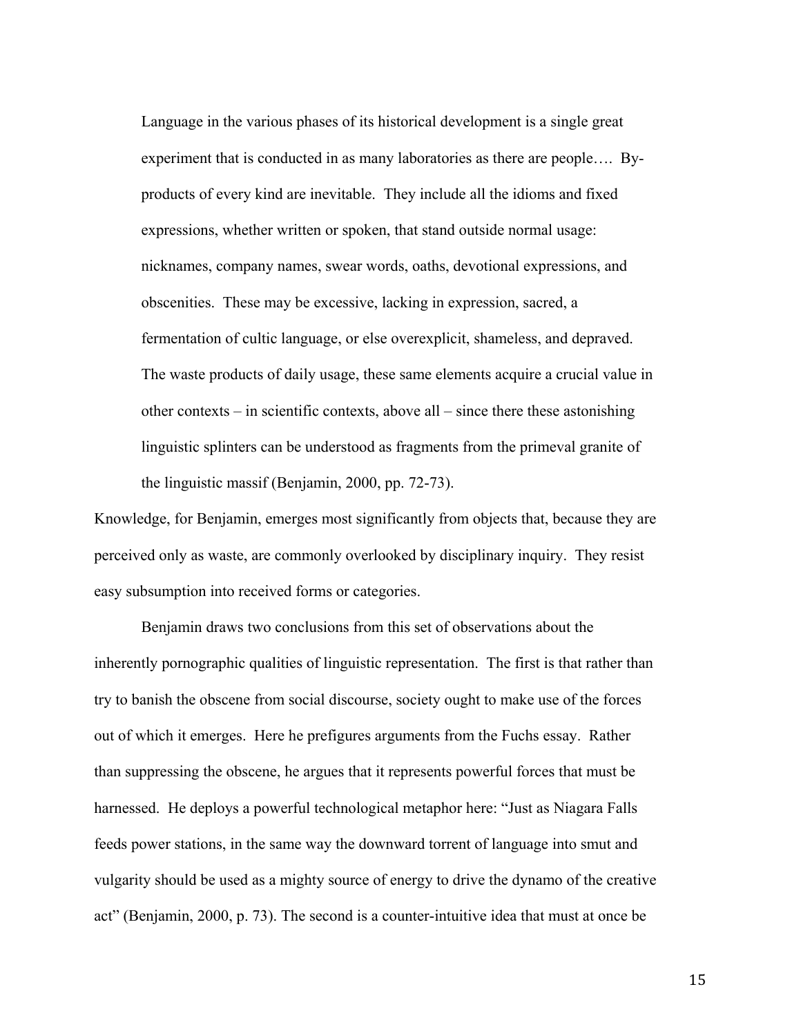> Language in the various phases of its historical development is a single great experiment that is conducted in as many laboratories as there are people…. By-products of every kind are inevitable. They include all the idioms and fixed expressions, whether written or spoken, that stand outside normal usage: nicknames, company names, swear words, oaths, devotional expressions, and obscenities. These may be excessive, lacking in expression, sacred, a fermentation of cultic language, or else overexplicit, shameless, and depraved. The waste products of daily usage, these same elements acquire a crucial value in other contexts – in scientific contexts, above all – since there these astonishing linguistic splinters can be understood as fragments from the primeval granite of the linguistic massif (Benjamin, 2000, pp. 72-73).

Knowledge, for Benjamin, emerges most significantly from objects that, because they are perceived only as waste, are commonly overlooked by disciplinary inquiry. They resist easy subsumption into received forms or categories.

Benjamin draws two conclusions from this set of observations about the inherently pornographic qualities of linguistic representation. The first is that rather than try to banish the obscene from social discourse, society ought to make use of the forces out of which it emerges. Here he prefigures arguments from the Fuchs essay. Rather than suppressing the obscene, he argues that it represents powerful forces that must be harnessed. He deploys a powerful technological metaphor here: "Just as Niagara Falls feeds power stations, in the same way the downward torrent of language into smut and vulgarity should be used as a mighty source of energy to drive the dynamo of the creative act" (Benjamin, 2000, p. 73). The second is a counter-intuitive idea that must at once be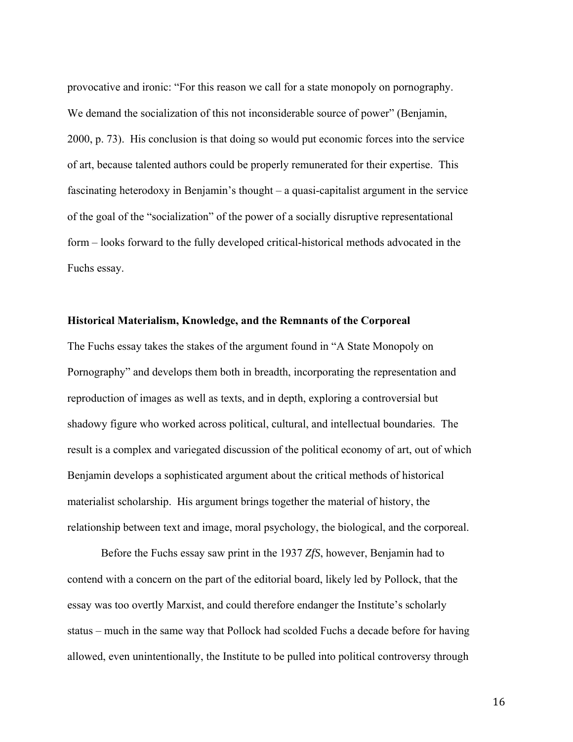provocative and ironic: "For this reason we call for a state monopoly on pornography. We demand the socialization of this not inconsiderable source of power" (Benjamin, 2000, p. 73). His conclusion is that doing so would put economic forces into the service of art, because talented authors could be properly remunerated for their expertise. This fascinating heterodoxy in Benjamin's thought – a quasi-capitalist argument in the service of the goal of the "socialization" of the power of a socially disruptive representational form – looks forward to the fully developed critical-historical methods advocated in the Fuchs essay.

## Historical Materialism, Knowledge, and the Remnants of the Corporeal

The Fuchs essay takes the stakes of the argument found in "A State Monopoly on Pornography" and develops them both in breadth, incorporating the representation and reproduction of images as well as texts, and in depth, exploring a controversial but shadowy figure who worked across political, cultural, and intellectual boundaries. The result is a complex and variegated discussion of the political economy of art, out of which Benjamin develops a sophisticated argument about the critical methods of historical materialist scholarship. His argument brings together the material of history, the relationship between text and image, moral psychology, the biological, and the corporeal.

Before the Fuchs essay saw print in the 1937 *ZfS*, however, Benjamin had to contend with a concern on the part of the editorial board, likely led by Pollock, that the essay was too overtly Marxist, and could therefore endanger the Institute's scholarly status – much in the same way that Pollock had scolded Fuchs a decade before for having allowed, even unintentionally, the Institute to be pulled into political controversy through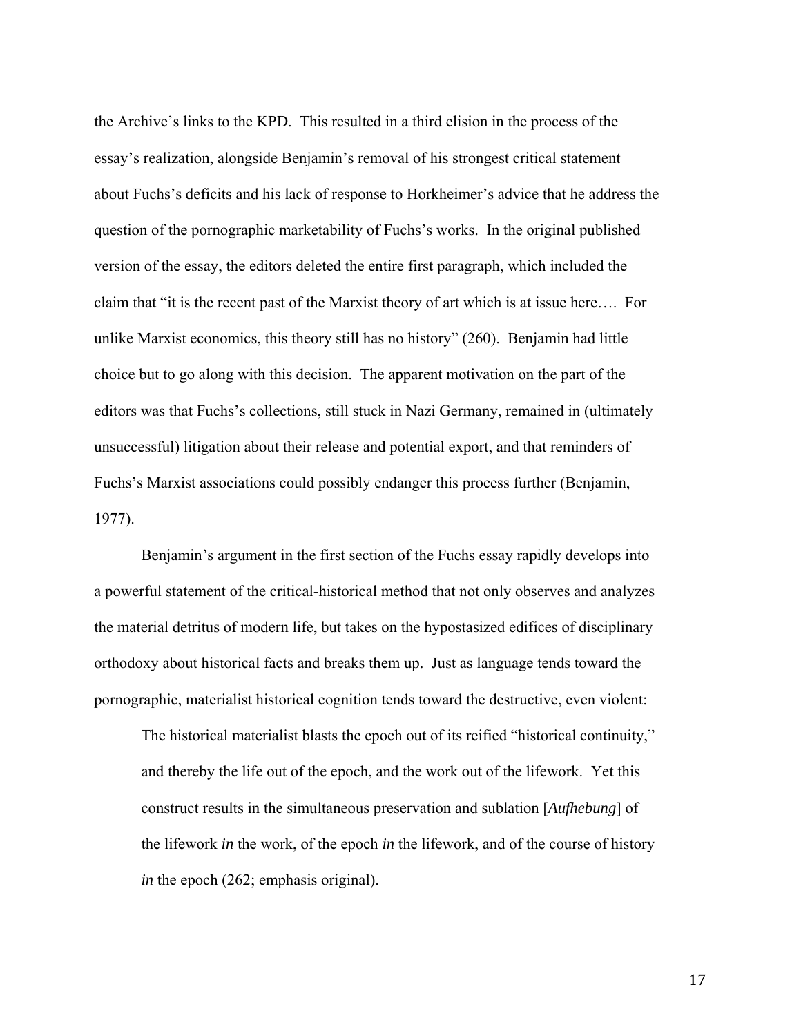the Archive's links to the KPD. This resulted in a third elision in the process of the essay's realization, alongside Benjamin's removal of his strongest critical statement about Fuchs's deficits and his lack of response to Horkheimer's advice that he address the question of the pornographic marketability of Fuchs's works. In the original published version of the essay, the editors deleted the entire first paragraph, which included the claim that "it is the recent past of the Marxist theory of art which is at issue here…. For unlike Marxist economics, this theory still has no history" (260). Benjamin had little choice but to go along with this decision. The apparent motivation on the part of the editors was that Fuchs's collections, still stuck in Nazi Germany, remained in (ultimately unsuccessful) litigation about their release and potential export, and that reminders of Fuchs's Marxist associations could possibly endanger this process further (Benjamin, 1977).

Benjamin's argument in the first section of the Fuchs essay rapidly develops into a powerful statement of the critical-historical method that not only observes and analyzes the material detritus of modern life, but takes on the hypostasized edifices of disciplinary orthodoxy about historical facts and breaks them up. Just as language tends toward the pornographic, materialist historical cognition tends toward the destructive, even violent:

> The historical materialist blasts the epoch out of its reified "historical continuity," and thereby the life out of the epoch, and the work out of the lifework. Yet this construct results in the simultaneous preservation and sublation [*Aufhebung*] of the lifework *in* the work, of the epoch *in* the lifework, and of the course of history *in* the epoch (262; emphasis original).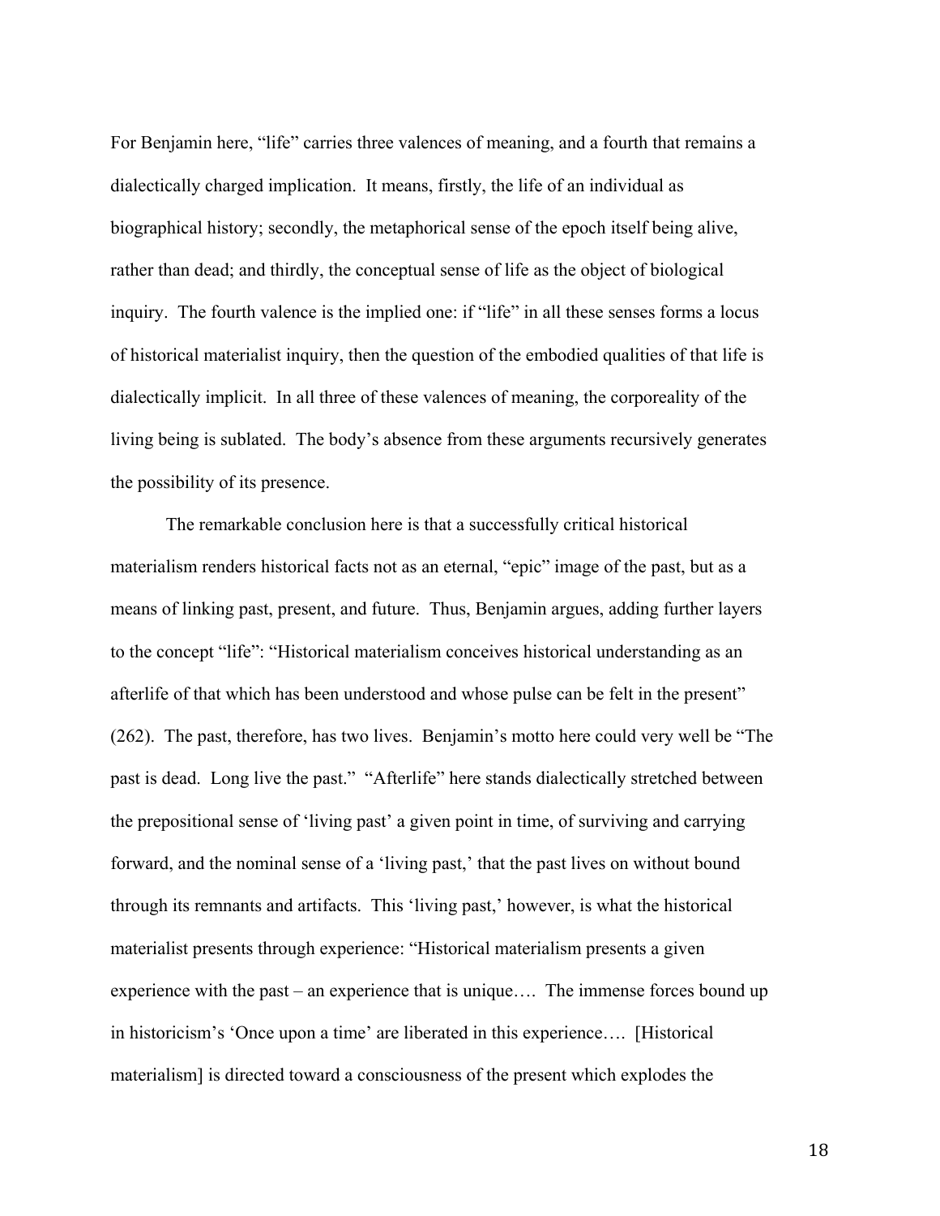For Benjamin here, "life" carries three valences of meaning, and a fourth that remains a dialectically charged implication. It means, firstly, the life of an individual as biographical history; secondly, the metaphorical sense of the epoch itself being alive, rather than dead; and thirdly, the conceptual sense of life as the object of biological inquiry. The fourth valence is the implied one: if "life" in all these senses forms a locus of historical materialist inquiry, then the question of the embodied qualities of that life is dialectically implicit. In all three of these valences of meaning, the corporeality of the living being is sublated. The body's absence from these arguments recursively generates the possibility of its presence.

The remarkable conclusion here is that a successfully critical historical materialism renders historical facts not as an eternal, "epic" image of the past, but as a means of linking past, present, and future. Thus, Benjamin argues, adding further layers to the concept "life": "Historical materialism conceives historical understanding as an afterlife of that which has been understood and whose pulse can be felt in the present" (262). The past, therefore, has two lives. Benjamin's motto here could very well be "The past is dead. Long live the past." "Afterlife" here stands dialectically stretched between the prepositional sense of 'living past' a given point in time, of surviving and carrying forward, and the nominal sense of a 'living past,' that the past lives on without bound through its remnants and artifacts. This 'living past,' however, is what the historical materialist presents through experience: "Historical materialism presents a given experience with the past – an experience that is unique…. The immense forces bound up in historicism's 'Once upon a time' are liberated in this experience…. [Historical materialism] is directed toward a consciousness of the present which explodes the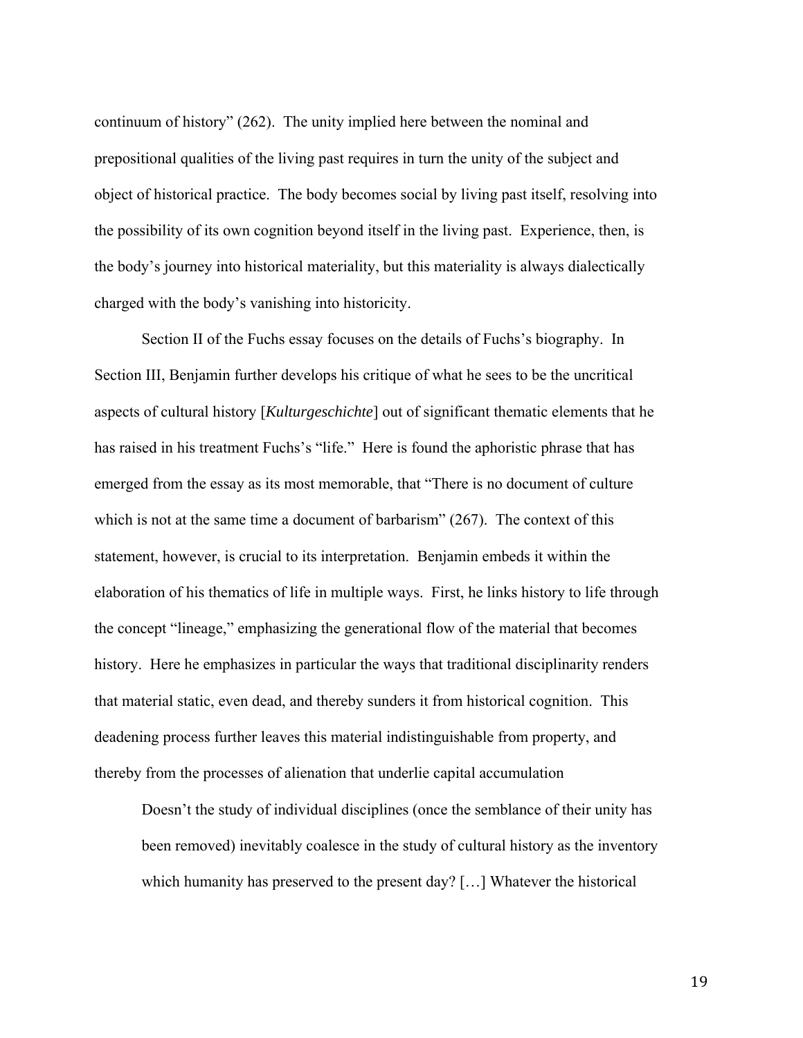continuum of history" (262). The unity implied here between the nominal and prepositional qualities of the living past requires in turn the unity of the subject and object of historical practice. The body becomes social by living past itself, resolving into the possibility of its own cognition beyond itself in the living past. Experience, then, is the body's journey into historical materiality, but this materiality is always dialectically charged with the body's vanishing into historicity.

Section II of the Fuchs essay focuses on the details of Fuchs's biography. In Section III, Benjamin further develops his critique of what he sees to be the uncritical aspects of cultural history [*Kulturgeschichte*] out of significant thematic elements that he has raised in his treatment Fuchs's "life." Here is found the aphoristic phrase that has emerged from the essay as its most memorable, that "There is no document of culture which is not at the same time a document of barbarism" (267). The context of this statement, however, is crucial to its interpretation. Benjamin embeds it within the elaboration of his thematics of life in multiple ways. First, he links history to life through the concept "lineage," emphasizing the generational flow of the material that becomes history. Here he emphasizes in particular the ways that traditional disciplinarity renders that material static, even dead, and thereby sunders it from historical cognition. This deadening process further leaves this material indistinguishable from property, and thereby from the processes of alienation that underlie capital accumulation

> Doesn't the study of individual disciplines (once the semblance of their unity has been removed) inevitably coalesce in the study of cultural history as the inventory which humanity has preserved to the present day? […] Whatever the historical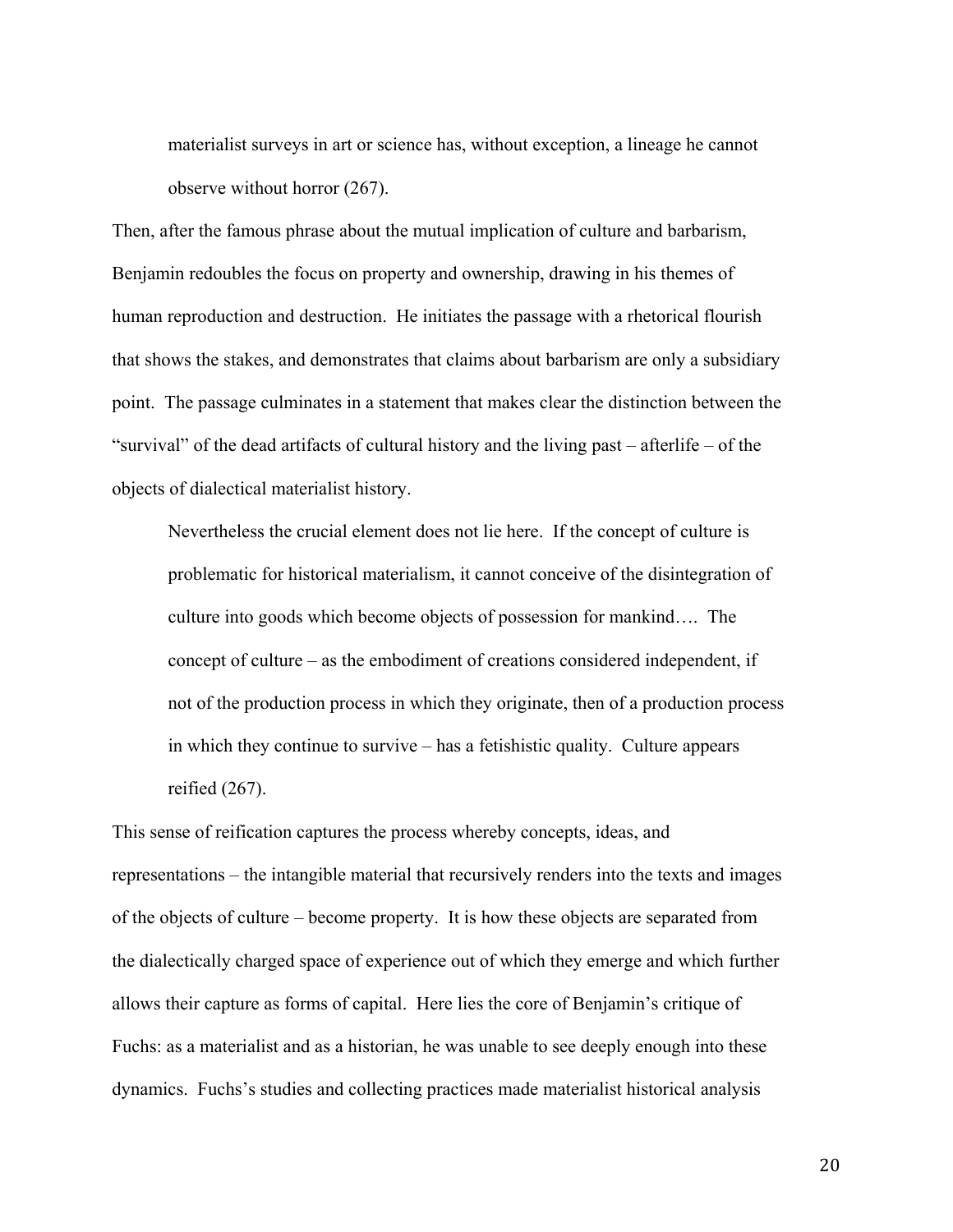> materialist surveys in art or science has, without exception, a lineage he cannot observe without horror (267).

Then, after the famous phrase about the mutual implication of culture and barbarism, Benjamin redoubles the focus on property and ownership, drawing in his themes of human reproduction and destruction. He initiates the passage with a rhetorical flourish that shows the stakes, and demonstrates that claims about barbarism are only a subsidiary point. The passage culminates in a statement that makes clear the distinction between the "survival" of the dead artifacts of cultural history and the living past – afterlife – of the objects of dialectical materialist history.

> Nevertheless the crucial element does not lie here. If the concept of culture is problematic for historical materialism, it cannot conceive of the disintegration of culture into goods which become objects of possession for mankind…. The concept of culture – as the embodiment of creations considered independent, if not of the production process in which they originate, then of a production process in which they continue to survive – has a fetishistic quality. Culture appears reified (267).

This sense of reification captures the process whereby concepts, ideas, and representations – the intangible material that recursively renders into the texts and images of the objects of culture – become property. It is how these objects are separated from the dialectically charged space of experience out of which they emerge and which further allows their capture as forms of capital. Here lies the core of Benjamin's critique of Fuchs: as a materialist and as a historian, he was unable to see deeply enough into these dynamics. Fuchs's studies and collecting practices made materialist historical analysis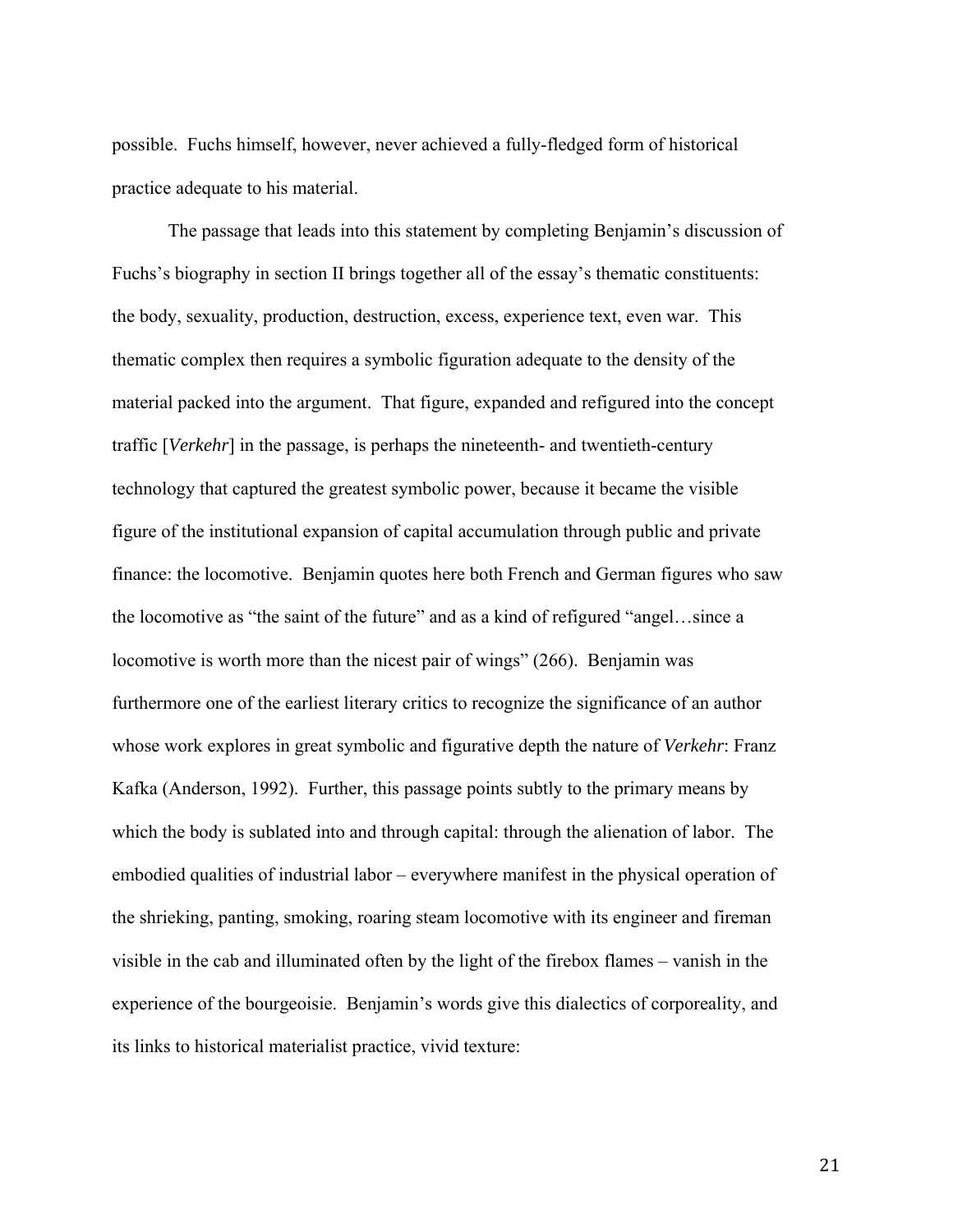possible. Fuchs himself, however, never achieved a fully-fledged form of historical practice adequate to his material.

The passage that leads into this statement by completing Benjamin's discussion of Fuchs's biography in section II brings together all of the essay's thematic constituents: the body, sexuality, production, destruction, excess, experience text, even war. This thematic complex then requires a symbolic figuration adequate to the density of the material packed into the argument. That figure, expanded and refigured into the concept traffic [*Verkehr*] in the passage, is perhaps the nineteenth- and twentieth-century technology that captured the greatest symbolic power, because it became the visible figure of the institutional expansion of capital accumulation through public and private finance: the locomotive. Benjamin quotes here both French and German figures who saw the locomotive as "the saint of the future" and as a kind of refigured "angel…since a locomotive is worth more than the nicest pair of wings" (266). Benjamin was furthermore one of the earliest literary critics to recognize the significance of an author whose work explores in great symbolic and figurative depth the nature of *Verkehr*: Franz Kafka (Anderson, 1992). Further, this passage points subtly to the primary means by which the body is sublated into and through capital: through the alienation of labor. The embodied qualities of industrial labor – everywhere manifest in the physical operation of the shrieking, panting, smoking, roaring steam locomotive with its engineer and fireman visible in the cab and illuminated often by the light of the firebox flames – vanish in the experience of the bourgeoisie. Benjamin's words give this dialectics of corporeality, and its links to historical materialist practice, vivid texture: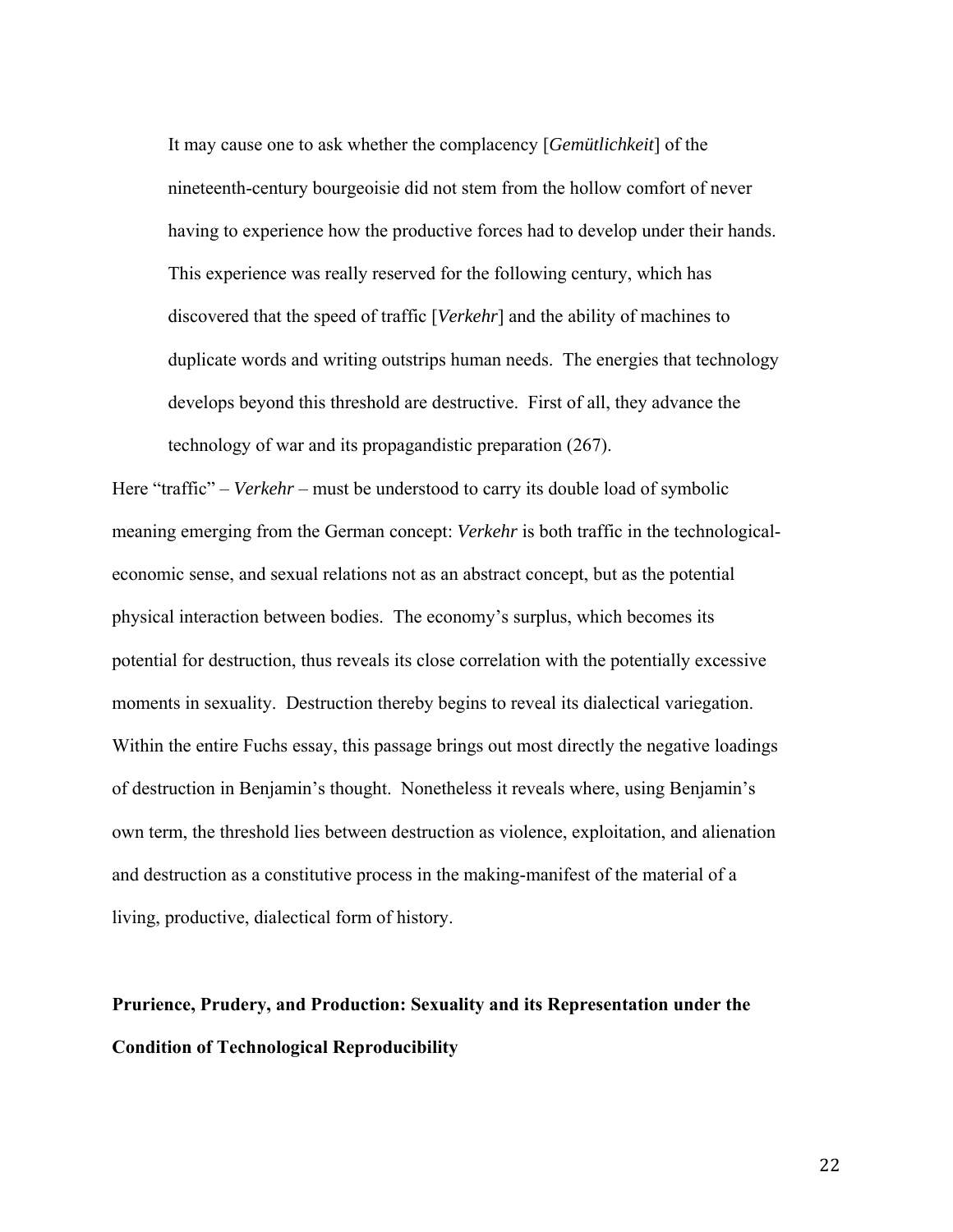> It may cause one to ask whether the complacency [*Gemütlichkeit*] of the nineteenth-century bourgeoisie did not stem from the hollow comfort of never having to experience how the productive forces had to develop under their hands. This experience was really reserved for the following century, which has discovered that the speed of traffic [*Verkehr*] and the ability of machines to duplicate words and writing outstrips human needs. The energies that technology develops beyond this threshold are destructive. First of all, they advance the technology of war and its propagandistic preparation (267).

Here "traffic" – *Verkehr* – must be understood to carry its double load of symbolic meaning emerging from the German concept: *Verkehr* is both traffic in the technological-economic sense, and sexual relations not as an abstract concept, but as the potential physical interaction between bodies. The economy's surplus, which becomes its potential for destruction, thus reveals its close correlation with the potentially excessive moments in sexuality. Destruction thereby begins to reveal its dialectical variegation. Within the entire Fuchs essay, this passage brings out most directly the negative loadings of destruction in Benjamin's thought. Nonetheless it reveals where, using Benjamin's own term, the threshold lies between destruction as violence, exploitation, and alienation and destruction as a constitutive process in the making-manifest of the material of a living, productive, dialectical form of history.

## Prurience, Prudery, and Production: Sexuality and its Representation under the Condition of Technological Reproducibility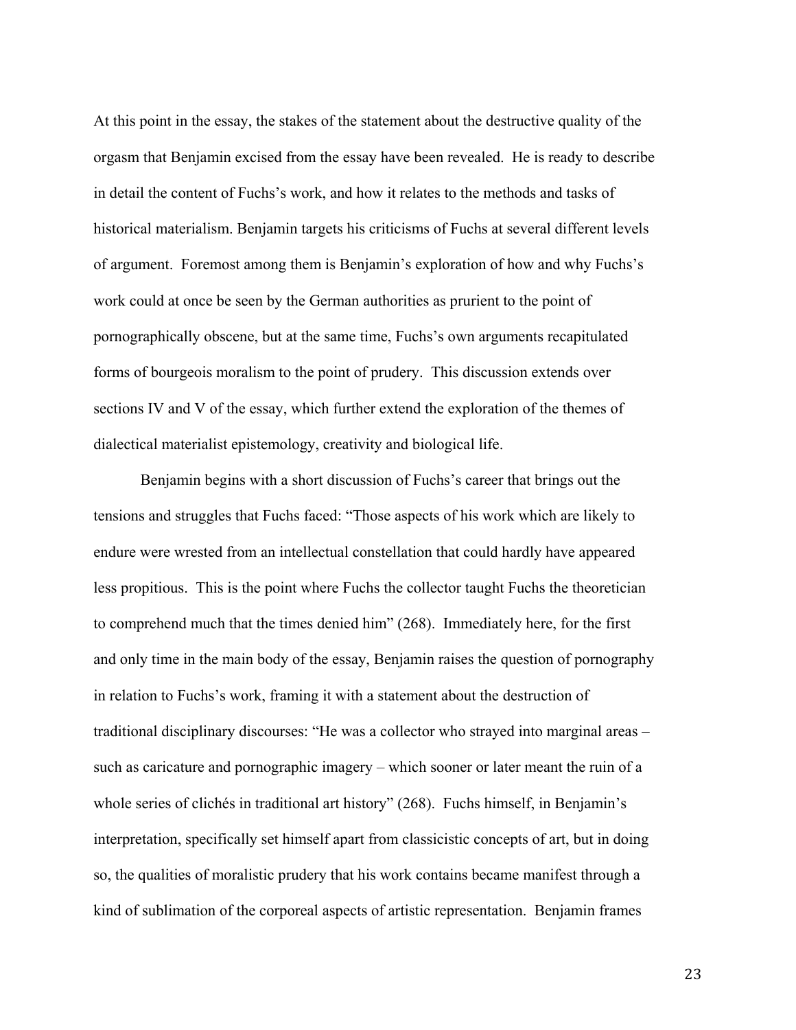At this point in the essay, the stakes of the statement about the destructive quality of the orgasm that Benjamin excised from the essay have been revealed. He is ready to describe in detail the content of Fuchs's work, and how it relates to the methods and tasks of historical materialism. Benjamin targets his criticisms of Fuchs at several different levels of argument. Foremost among them is Benjamin's exploration of how and why Fuchs's work could at once be seen by the German authorities as prurient to the point of pornographically obscene, but at the same time, Fuchs's own arguments recapitulated forms of bourgeois moralism to the point of prudery. This discussion extends over sections IV and V of the essay, which further extend the exploration of the themes of dialectical materialist epistemology, creativity and biological life.

Benjamin begins with a short discussion of Fuchs's career that brings out the tensions and struggles that Fuchs faced: "Those aspects of his work which are likely to endure were wrested from an intellectual constellation that could hardly have appeared less propitious. This is the point where Fuchs the collector taught Fuchs the theoretician to comprehend much that the times denied him" (268). Immediately here, for the first and only time in the main body of the essay, Benjamin raises the question of pornography in relation to Fuchs's work, framing it with a statement about the destruction of traditional disciplinary discourses: "He was a collector who strayed into marginal areas – such as caricature and pornographic imagery – which sooner or later meant the ruin of a whole series of clichés in traditional art history" (268). Fuchs himself, in Benjamin's interpretation, specifically set himself apart from classicistic concepts of art, but in doing so, the qualities of moralistic prudery that his work contains became manifest through a kind of sublimation of the corporeal aspects of artistic representation. Benjamin frames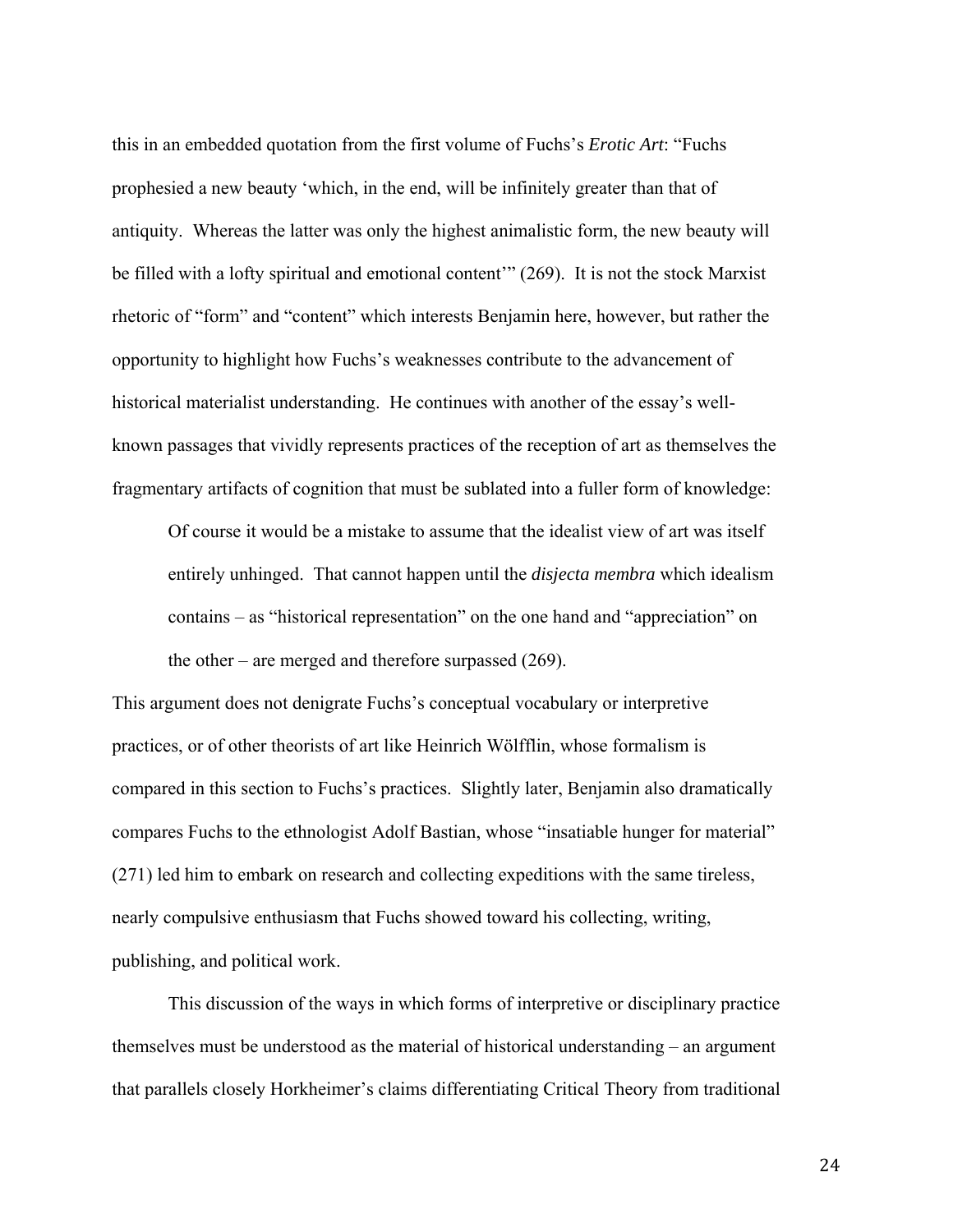this in an embedded quotation from the first volume of Fuchs's *Erotic Art*: "Fuchs prophesied a new beauty 'which, in the end, will be infinitely greater than that of antiquity. Whereas the latter was only the highest animalistic form, the new beauty will be filled with a lofty spiritual and emotional content'" (269). It is not the stock Marxist rhetoric of "form" and "content" which interests Benjamin here, however, but rather the opportunity to highlight how Fuchs's weaknesses contribute to the advancement of historical materialist understanding. He continues with another of the essay's well-known passages that vividly represents practices of the reception of art as themselves the fragmentary artifacts of cognition that must be sublated into a fuller form of knowledge:

> Of course it would be a mistake to assume that the idealist view of art was itself entirely unhinged. That cannot happen until the *disjecta membra* which idealism contains – as "historical representation" on the one hand and "appreciation" on the other – are merged and therefore surpassed (269).

This argument does not denigrate Fuchs's conceptual vocabulary or interpretive practices, or of other theorists of art like Heinrich Wölfflin, whose formalism is compared in this section to Fuchs's practices. Slightly later, Benjamin also dramatically compares Fuchs to the ethnologist Adolf Bastian, whose "insatiable hunger for material" (271) led him to embark on research and collecting expeditions with the same tireless, nearly compulsive enthusiasm that Fuchs showed toward his collecting, writing, publishing, and political work.

This discussion of the ways in which forms of interpretive or disciplinary practice themselves must be understood as the material of historical understanding – an argument that parallels closely Horkheimer's claims differentiating Critical Theory from traditional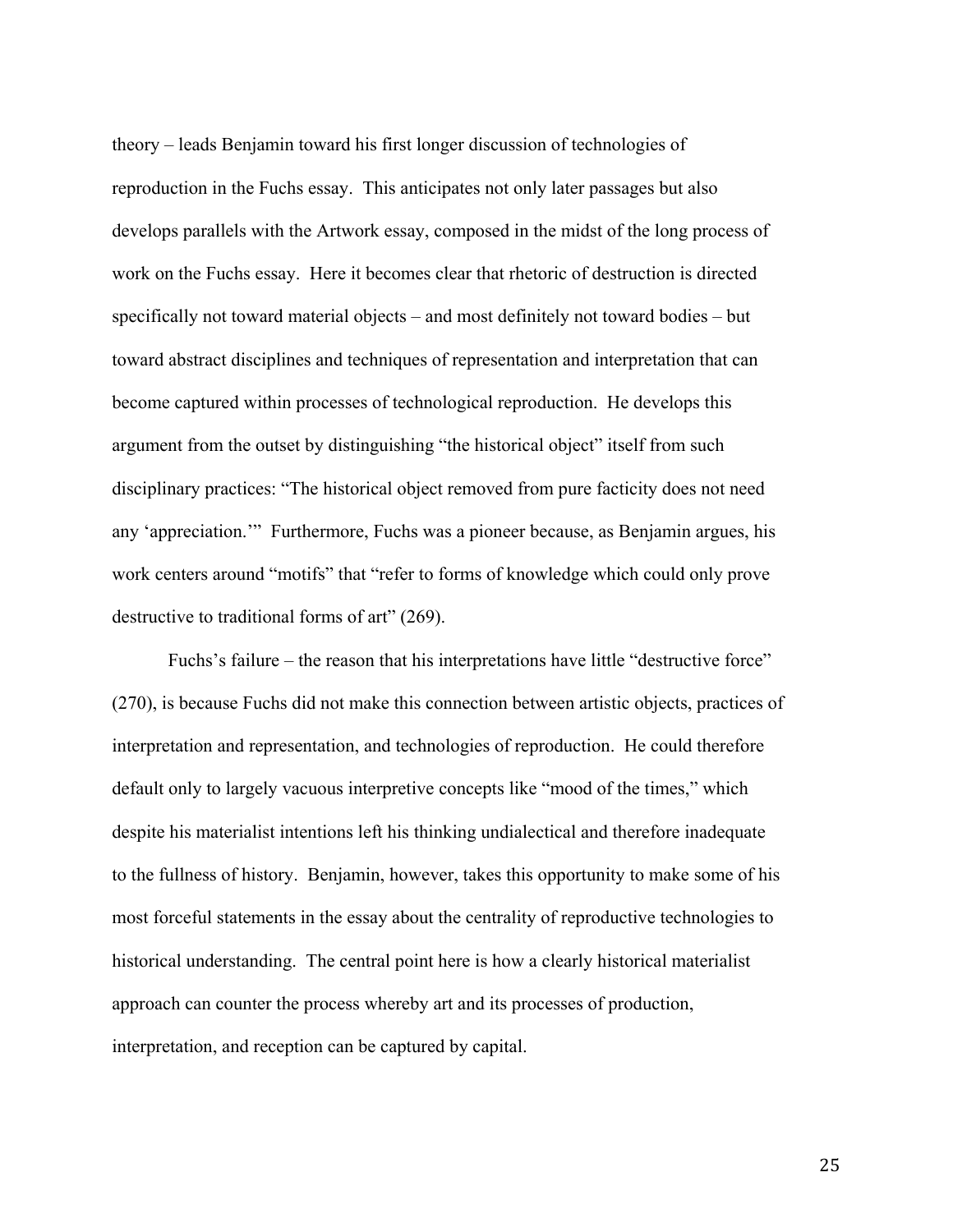theory – leads Benjamin toward his first longer discussion of technologies of reproduction in the Fuchs essay. This anticipates not only later passages but also develops parallels with the Artwork essay, composed in the midst of the long process of work on the Fuchs essay. Here it becomes clear that rhetoric of destruction is directed specifically not toward material objects – and most definitely not toward bodies – but toward abstract disciplines and techniques of representation and interpretation that can become captured within processes of technological reproduction. He develops this argument from the outset by distinguishing "the historical object" itself from such disciplinary practices: "The historical object removed from pure facticity does not need any 'appreciation.'" Furthermore, Fuchs was a pioneer because, as Benjamin argues, his work centers around "motifs" that "refer to forms of knowledge which could only prove destructive to traditional forms of art" (269).

Fuchs's failure – the reason that his interpretations have little "destructive force" (270), is because Fuchs did not make this connection between artistic objects, practices of interpretation and representation, and technologies of reproduction. He could therefore default only to largely vacuous interpretive concepts like "mood of the times," which despite his materialist intentions left his thinking undialectical and therefore inadequate to the fullness of history. Benjamin, however, takes this opportunity to make some of his most forceful statements in the essay about the centrality of reproductive technologies to historical understanding. The central point here is how a clearly historical materialist approach can counter the process whereby art and its processes of production, interpretation, and reception can be captured by capital.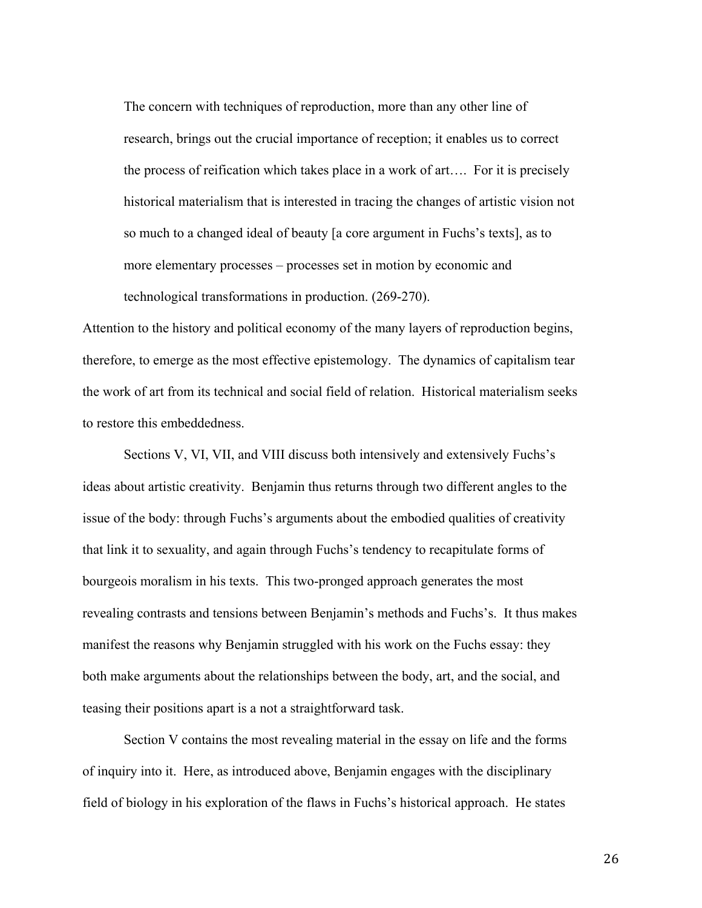> The concern with techniques of reproduction, more than any other line of research, brings out the crucial importance of reception; it enables us to correct the process of reification which takes place in a work of art…. For it is precisely historical materialism that is interested in tracing the changes of artistic vision not so much to a changed ideal of beauty [a core argument in Fuchs's texts], as to more elementary processes – processes set in motion by economic and technological transformations in production. (269-270).

Attention to the history and political economy of the many layers of reproduction begins, therefore, to emerge as the most effective epistemology. The dynamics of capitalism tear the work of art from its technical and social field of relation. Historical materialism seeks to restore this embeddedness.

Sections V, VI, VII, and VIII discuss both intensively and extensively Fuchs's ideas about artistic creativity. Benjamin thus returns through two different angles to the issue of the body: through Fuchs's arguments about the embodied qualities of creativity that link it to sexuality, and again through Fuchs's tendency to recapitulate forms of bourgeois moralism in his texts. This two-pronged approach generates the most revealing contrasts and tensions between Benjamin's methods and Fuchs's. It thus makes manifest the reasons why Benjamin struggled with his work on the Fuchs essay: they both make arguments about the relationships between the body, art, and the social, and teasing their positions apart is a not a straightforward task.

Section V contains the most revealing material in the essay on life and the forms of inquiry into it. Here, as introduced above, Benjamin engages with the disciplinary field of biology in his exploration of the flaws in Fuchs's historical approach. He states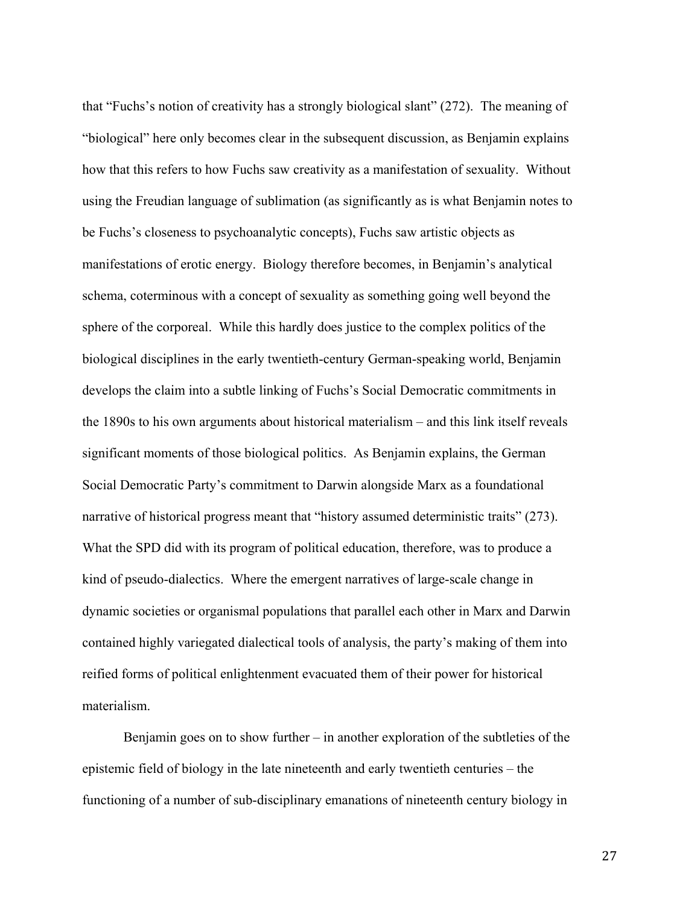that "Fuchs's notion of creativity has a strongly biological slant" (272). The meaning of "biological" here only becomes clear in the subsequent discussion, as Benjamin explains how that this refers to how Fuchs saw creativity as a manifestation of sexuality. Without using the Freudian language of sublimation (as significantly as is what Benjamin notes to be Fuchs's closeness to psychoanalytic concepts), Fuchs saw artistic objects as manifestations of erotic energy. Biology therefore becomes, in Benjamin's analytical schema, coterminous with a concept of sexuality as something going well beyond the sphere of the corporeal. While this hardly does justice to the complex politics of the biological disciplines in the early twentieth-century German-speaking world, Benjamin develops the claim into a subtle linking of Fuchs's Social Democratic commitments in the 1890s to his own arguments about historical materialism – and this link itself reveals significant moments of those biological politics. As Benjamin explains, the German Social Democratic Party's commitment to Darwin alongside Marx as a foundational narrative of historical progress meant that "history assumed deterministic traits" (273). What the SPD did with its program of political education, therefore, was to produce a kind of pseudo-dialectics. Where the emergent narratives of large-scale change in dynamic societies or organismal populations that parallel each other in Marx and Darwin contained highly variegated dialectical tools of analysis, the party's making of them into reified forms of political enlightenment evacuated them of their power for historical materialism.

Benjamin goes on to show further – in another exploration of the subtleties of the epistemic field of biology in the late nineteenth and early twentieth centuries – the functioning of a number of sub-disciplinary emanations of nineteenth century biology in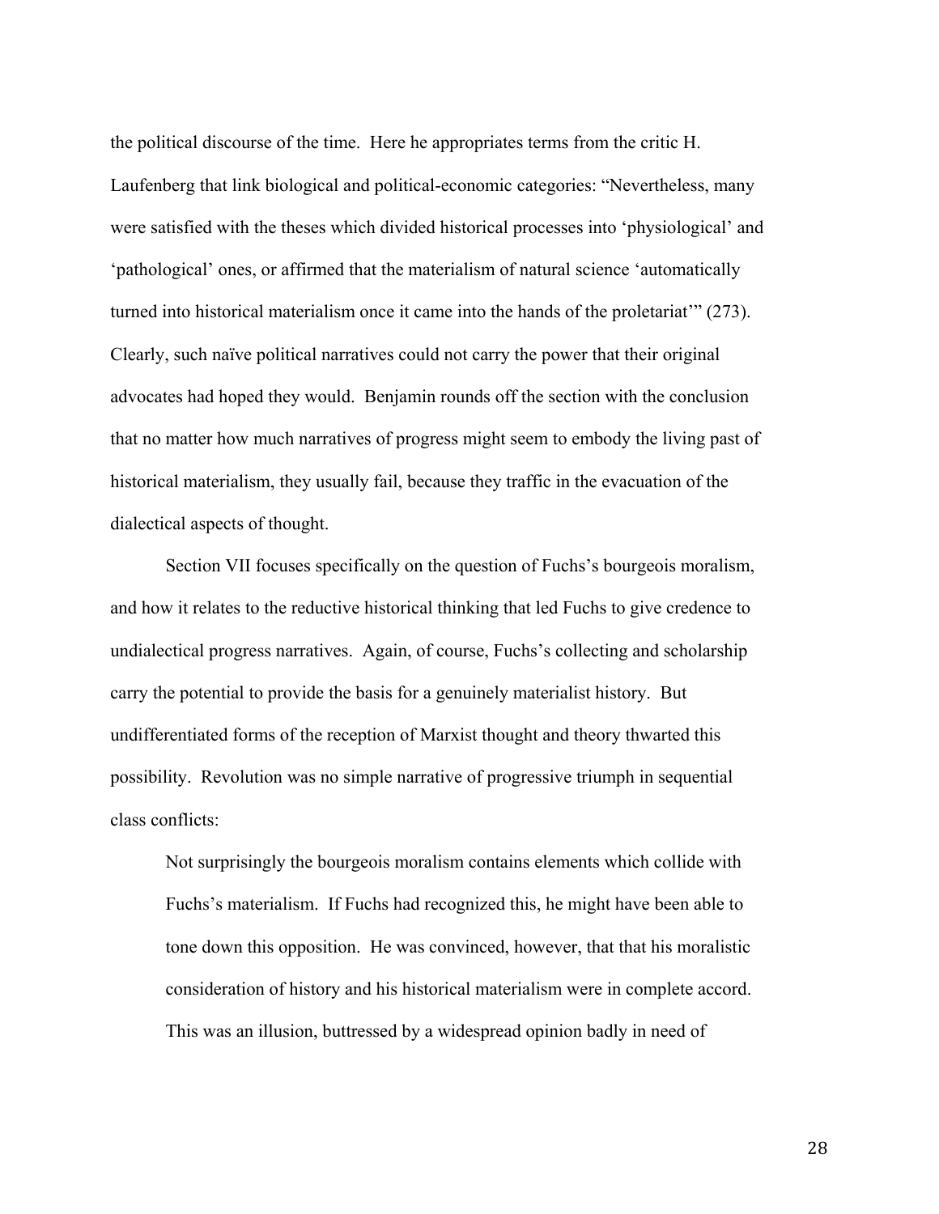the political discourse of the time. Here he appropriates terms from the critic H. Laufenberg that link biological and political-economic categories: “Nevertheless, many were satisfied with the theses which divided historical processes into ‘physiological’ and ‘pathological’ ones, or affirmed that the materialism of natural science ‘automatically turned into historical materialism once it came into the hands of the proletariat’” (273). Clearly, such naïve political narratives could not carry the power that their original advocates had hoped they would. Benjamin rounds off the section with the conclusion that no matter how much narratives of progress might seem to embody the living past of historical materialism, they usually fail, because they traffic in the evacuation of the dialectical aspects of thought.

Section VII focuses specifically on the question of Fuchs’s bourgeois moralism, and how it relates to the reductive historical thinking that led Fuchs to give credence to undialectical progress narratives. Again, of course, Fuchs’s collecting and scholarship carry the potential to provide the basis for a genuinely materialist history. But undifferentiated forms of the reception of Marxist thought and theory thwarted this possibility. Revolution was no simple narrative of progressive triumph in sequential class conflicts:

> Not surprisingly the bourgeois moralism contains elements which collide with Fuchs’s materialism. If Fuchs had recognized this, he might have been able to tone down this opposition. He was convinced, however, that that his moralistic consideration of history and his historical materialism were in complete accord. This was an illusion, buttressed by a widespread opinion badly in need of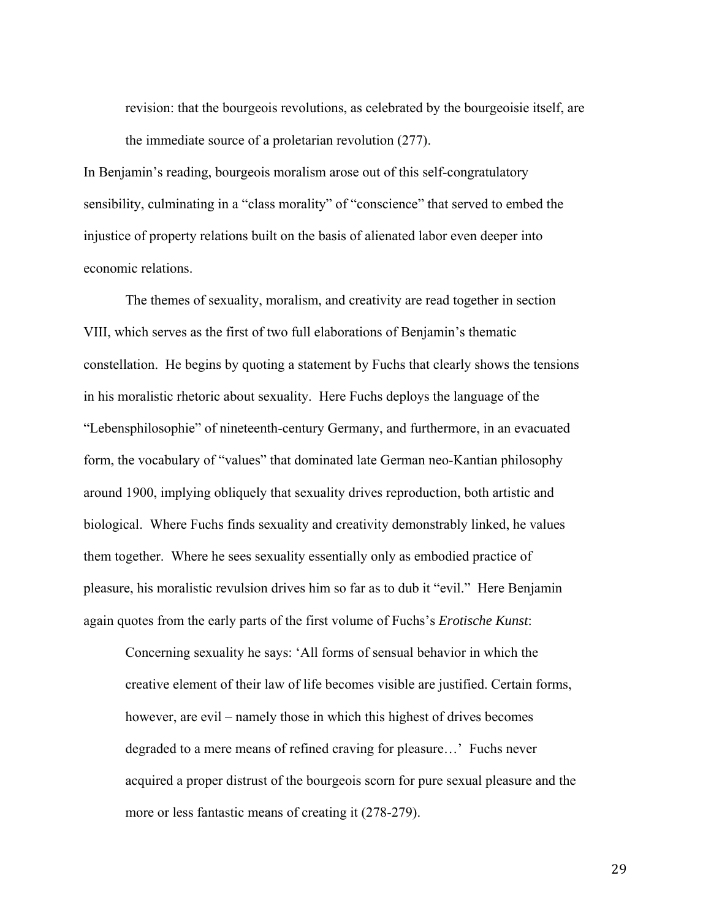> revision: that the bourgeois revolutions, as celebrated by the bourgeoisie itself, are the immediate source of a proletarian revolution (277).

In Benjamin's reading, bourgeois moralism arose out of this self-congratulatory sensibility, culminating in a "class morality" of "conscience" that served to embed the injustice of property relations built on the basis of alienated labor even deeper into economic relations.

The themes of sexuality, moralism, and creativity are read together in section VIII, which serves as the first of two full elaborations of Benjamin's thematic constellation. He begins by quoting a statement by Fuchs that clearly shows the tensions in his moralistic rhetoric about sexuality. Here Fuchs deploys the language of the "Lebensphilosophie" of nineteenth-century Germany, and furthermore, in an evacuated form, the vocabulary of "values" that dominated late German neo-Kantian philosophy around 1900, implying obliquely that sexuality drives reproduction, both artistic and biological. Where Fuchs finds sexuality and creativity demonstrably linked, he values them together. Where he sees sexuality essentially only as embodied practice of pleasure, his moralistic revulsion drives him so far as to dub it "evil." Here Benjamin again quotes from the early parts of the first volume of Fuchs's *Erotische Kunst*:

> Concerning sexuality he says: 'All forms of sensual behavior in which the creative element of their law of life becomes visible are justified. Certain forms, however, are evil – namely those in which this highest of drives becomes degraded to a mere means of refined craving for pleasure…' Fuchs never acquired a proper distrust of the bourgeois scorn for pure sexual pleasure and the more or less fantastic means of creating it (278-279).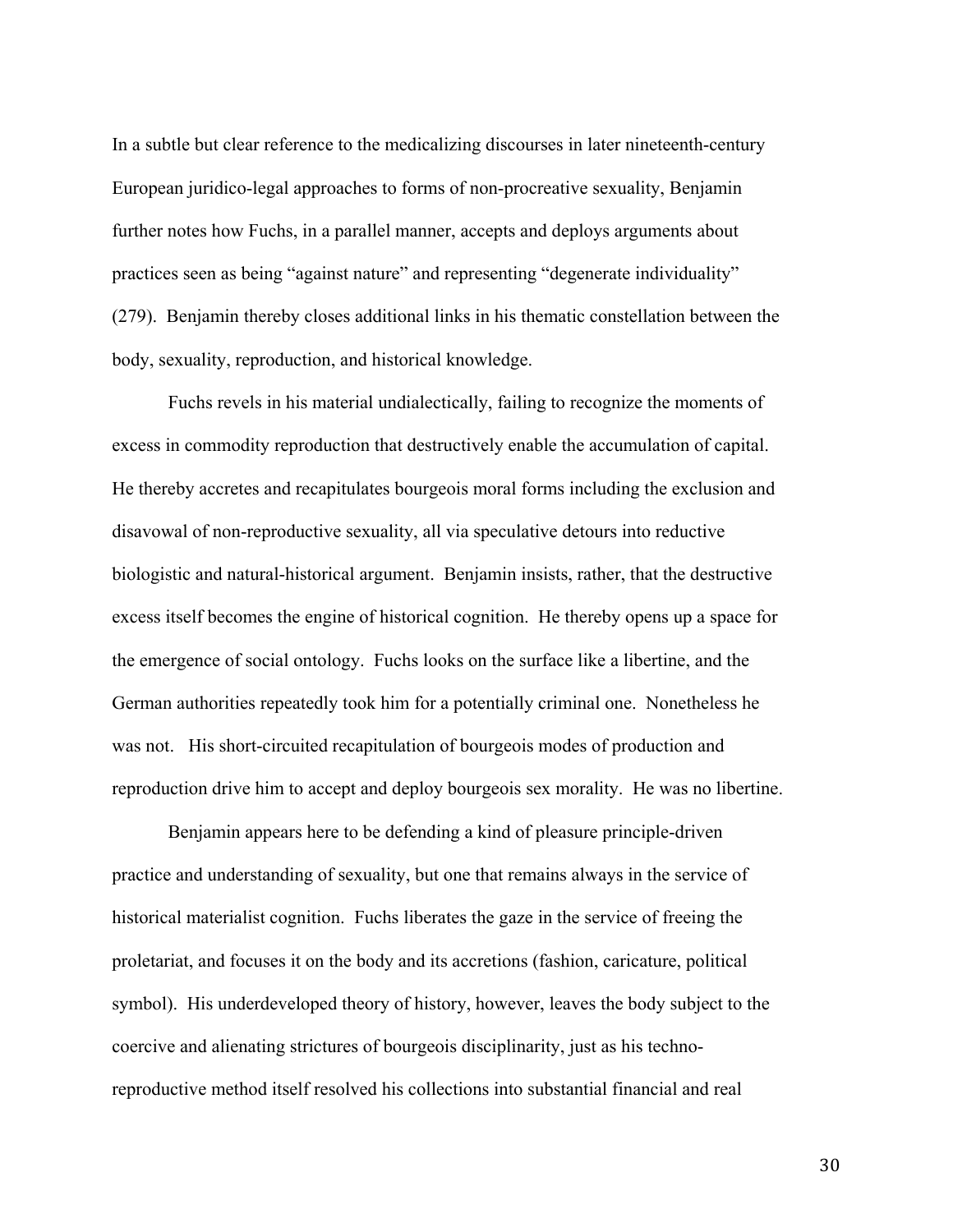In a subtle but clear reference to the medicalizing discourses in later nineteenth-century European juridico-legal approaches to forms of non-procreative sexuality, Benjamin further notes how Fuchs, in a parallel manner, accepts and deploys arguments about practices seen as being "against nature" and representing "degenerate individuality" (279). Benjamin thereby closes additional links in his thematic constellation between the body, sexuality, reproduction, and historical knowledge.

Fuchs revels in his material undialectically, failing to recognize the moments of excess in commodity reproduction that destructively enable the accumulation of capital. He thereby accretes and recapitulates bourgeois moral forms including the exclusion and disavowal of non-reproductive sexuality, all via speculative detours into reductive biologistic and natural-historical argument. Benjamin insists, rather, that the destructive excess itself becomes the engine of historical cognition. He thereby opens up a space for the emergence of social ontology. Fuchs looks on the surface like a libertine, and the German authorities repeatedly took him for a potentially criminal one. Nonetheless he was not. His short-circuited recapitulation of bourgeois modes of production and reproduction drive him to accept and deploy bourgeois sex morality. He was no libertine.

Benjamin appears here to be defending a kind of pleasure principle-driven practice and understanding of sexuality, but one that remains always in the service of historical materialist cognition. Fuchs liberates the gaze in the service of freeing the proletariat, and focuses it on the body and its accretions (fashion, caricature, political symbol). His underdeveloped theory of history, however, leaves the body subject to the coercive and alienating strictures of bourgeois disciplinarity, just as his techno-reproductive method itself resolved his collections into substantial financial and real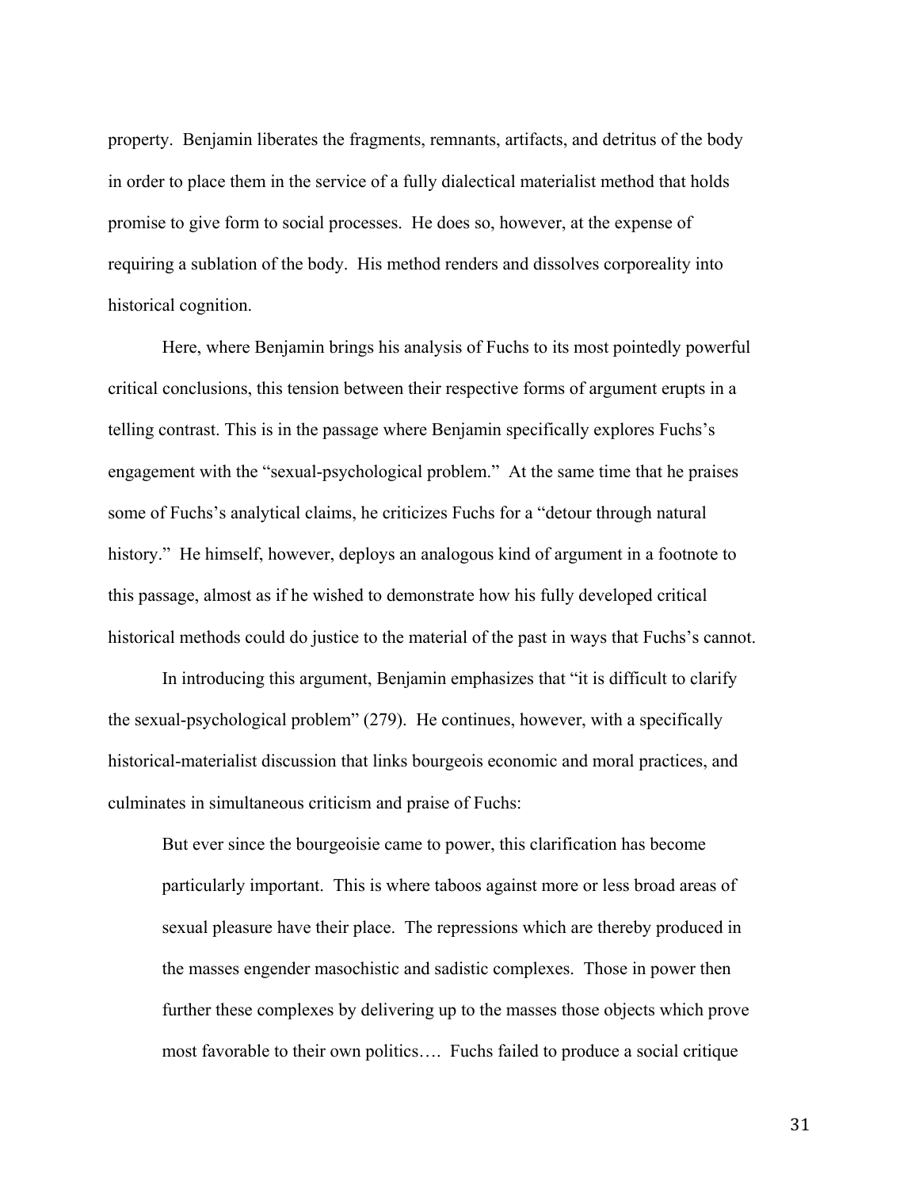property. Benjamin liberates the fragments, remnants, artifacts, and detritus of the body in order to place them in the service of a fully dialectical materialist method that holds promise to give form to social processes. He does so, however, at the expense of requiring a sublation of the body. His method renders and dissolves corporeality into historical cognition.

Here, where Benjamin brings his analysis of Fuchs to its most pointedly powerful critical conclusions, this tension between their respective forms of argument erupts in a telling contrast. This is in the passage where Benjamin specifically explores Fuchs's engagement with the "sexual-psychological problem." At the same time that he praises some of Fuchs's analytical claims, he criticizes Fuchs for a "detour through natural history." He himself, however, deploys an analogous kind of argument in a footnote to this passage, almost as if he wished to demonstrate how his fully developed critical historical methods could do justice to the material of the past in ways that Fuchs's cannot.

In introducing this argument, Benjamin emphasizes that "it is difficult to clarify the sexual-psychological problem" (279). He continues, however, with a specifically historical-materialist discussion that links bourgeois economic and moral practices, and culminates in simultaneous criticism and praise of Fuchs:

> But ever since the bourgeoisie came to power, this clarification has become particularly important. This is where taboos against more or less broad areas of sexual pleasure have their place. The repressions which are thereby produced in the masses engender masochistic and sadistic complexes. Those in power then further these complexes by delivering up to the masses those objects which prove most favorable to their own politics…. Fuchs failed to produce a social critique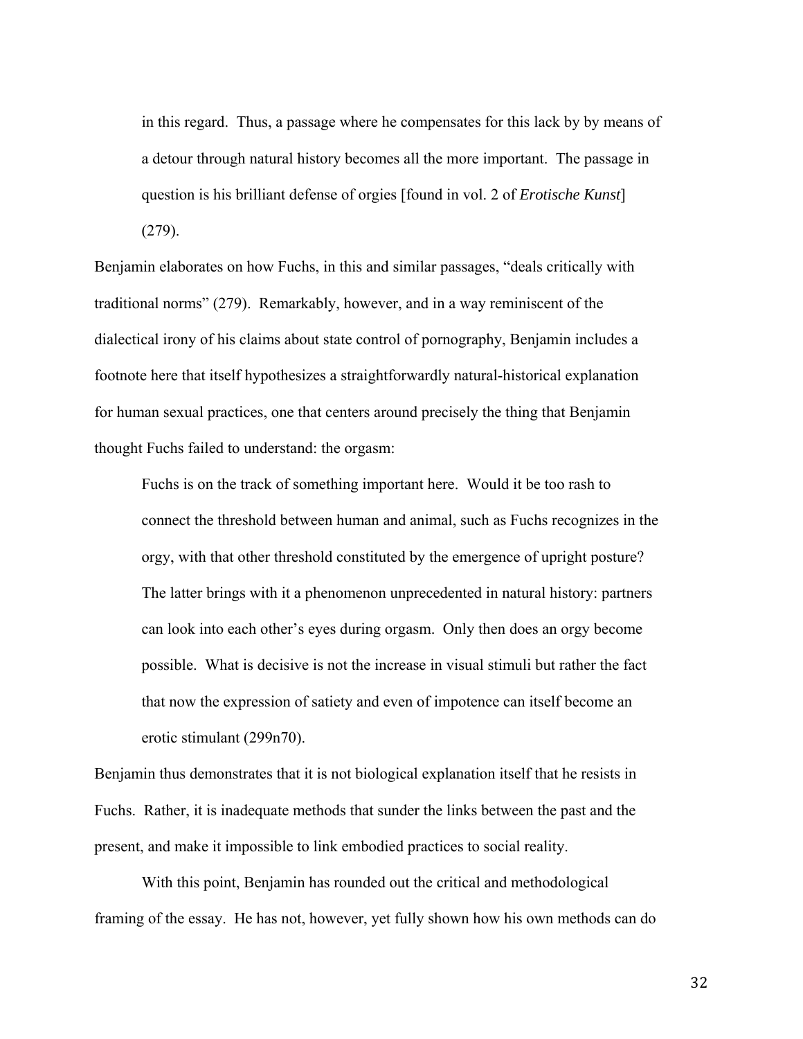> in this regard. Thus, a passage where he compensates for this lack by by means of a detour through natural history becomes all the more important. The passage in question is his brilliant defense of orgies [found in vol. 2 of *Erotische Kunst*] (279).

Benjamin elaborates on how Fuchs, in this and similar passages, "deals critically with traditional norms" (279). Remarkably, however, and in a way reminiscent of the dialectical irony of his claims about state control of pornography, Benjamin includes a footnote here that itself hypothesizes a straightforwardly natural-historical explanation for human sexual practices, one that centers around precisely the thing that Benjamin thought Fuchs failed to understand: the orgasm:

> Fuchs is on the track of something important here. Would it be too rash to connect the threshold between human and animal, such as Fuchs recognizes in the orgy, with that other threshold constituted by the emergence of upright posture? The latter brings with it a phenomenon unprecedented in natural history: partners can look into each other's eyes during orgasm. Only then does an orgy become possible. What is decisive is not the increase in visual stimuli but rather the fact that now the expression of satiety and even of impotence can itself become an erotic stimulant (299n70).

Benjamin thus demonstrates that it is not biological explanation itself that he resists in Fuchs. Rather, it is inadequate methods that sunder the links between the past and the present, and make it impossible to link embodied practices to social reality.

With this point, Benjamin has rounded out the critical and methodological framing of the essay. He has not, however, yet fully shown how his own methods can do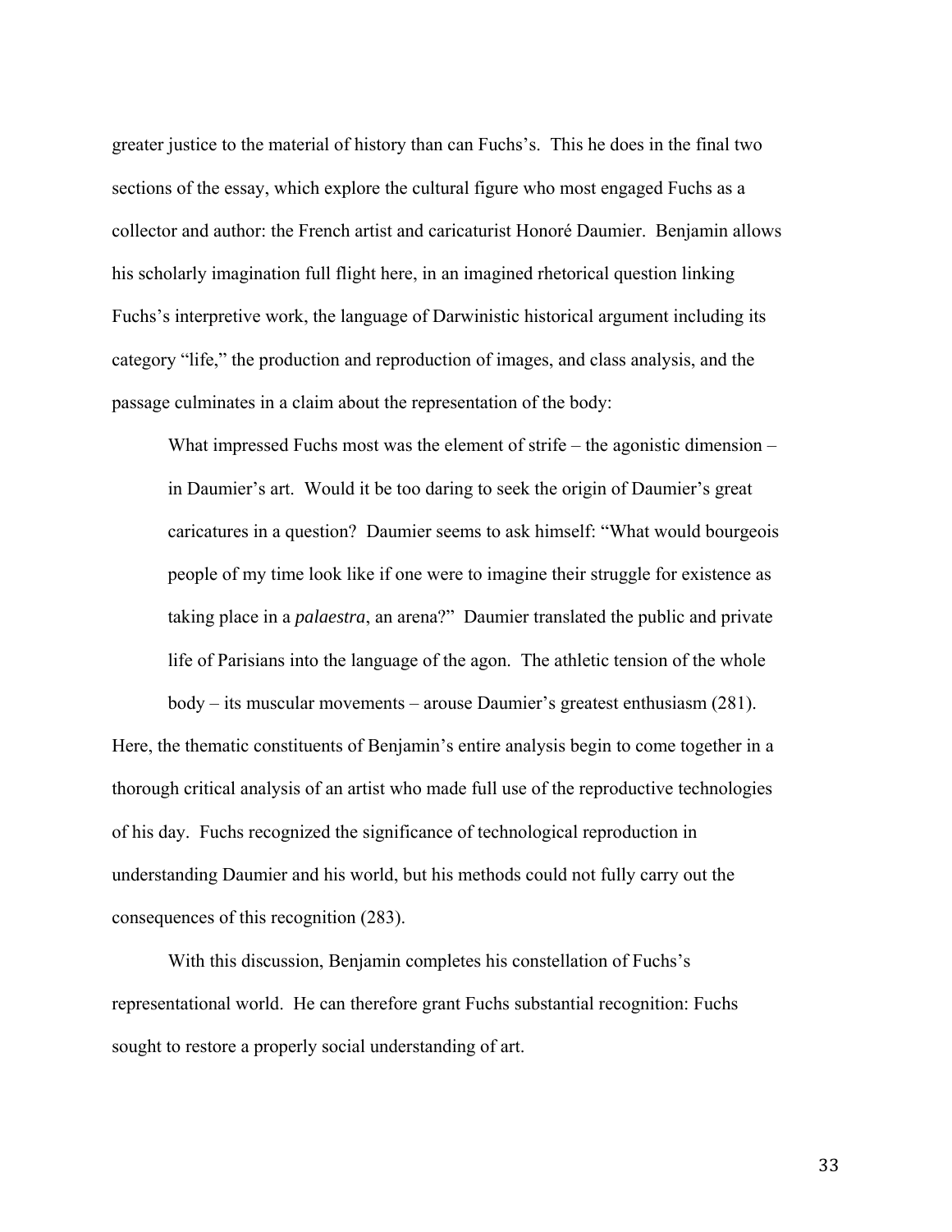greater justice to the material of history than can Fuchs's. This he does in the final two sections of the essay, which explore the cultural figure who most engaged Fuchs as a collector and author: the French artist and caricaturist Honoré Daumier. Benjamin allows his scholarly imagination full flight here, in an imagined rhetorical question linking Fuchs's interpretive work, the language of Darwinistic historical argument including its category "life," the production and reproduction of images, and class analysis, and the passage culminates in a claim about the representation of the body:

> What impressed Fuchs most was the element of strife – the agonistic dimension – in Daumier's art. Would it be too daring to seek the origin of Daumier's great caricatures in a question? Daumier seems to ask himself: "What would bourgeois people of my time look like if one were to imagine their struggle for existence as taking place in a *palaestra*, an arena?" Daumier translated the public and private life of Parisians into the language of the agon. The athletic tension of the whole body – its muscular movements – arouse Daumier's greatest enthusiasm (281).

Here, the thematic constituents of Benjamin's entire analysis begin to come together in a thorough critical analysis of an artist who made full use of the reproductive technologies of his day. Fuchs recognized the significance of technological reproduction in understanding Daumier and his world, but his methods could not fully carry out the consequences of this recognition (283).

With this discussion, Benjamin completes his constellation of Fuchs's representational world. He can therefore grant Fuchs substantial recognition: Fuchs sought to restore a properly social understanding of art.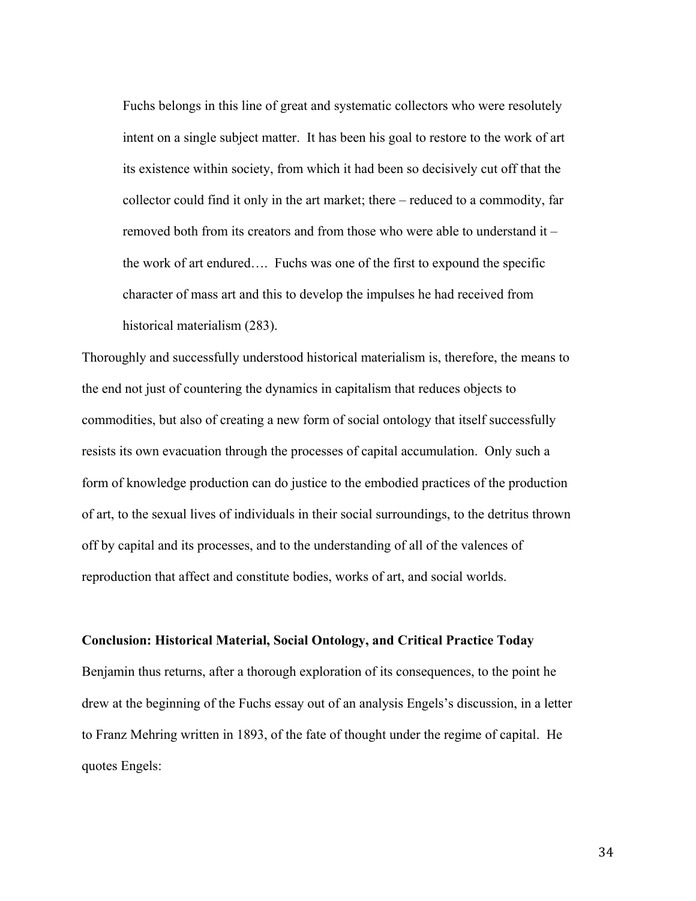> Fuchs belongs in this line of great and systematic collectors who were resolutely intent on a single subject matter. It has been his goal to restore to the work of art its existence within society, from which it had been so decisively cut off that the collector could find it only in the art market; there – reduced to a commodity, far removed both from its creators and from those who were able to understand it – the work of art endured…. Fuchs was one of the first to expound the specific character of mass art and this to develop the impulses he had received from historical materialism (283).

Thoroughly and successfully understood historical materialism is, therefore, the means to the end not just of countering the dynamics in capitalism that reduces objects to commodities, but also of creating a new form of social ontology that itself successfully resists its own evacuation through the processes of capital accumulation. Only such a form of knowledge production can do justice to the embodied practices of the production of art, to the sexual lives of individuals in their social surroundings, to the detritus thrown off by capital and its processes, and to the understanding of all of the valences of reproduction that affect and constitute bodies, works of art, and social worlds.

**Conclusion: Historical Material, Social Ontology, and Critical Practice Today**

Benjamin thus returns, after a thorough exploration of its consequences, to the point he drew at the beginning of the Fuchs essay out of an analysis Engels's discussion, in a letter to Franz Mehring written in 1893, of the fate of thought under the regime of capital. He quotes Engels: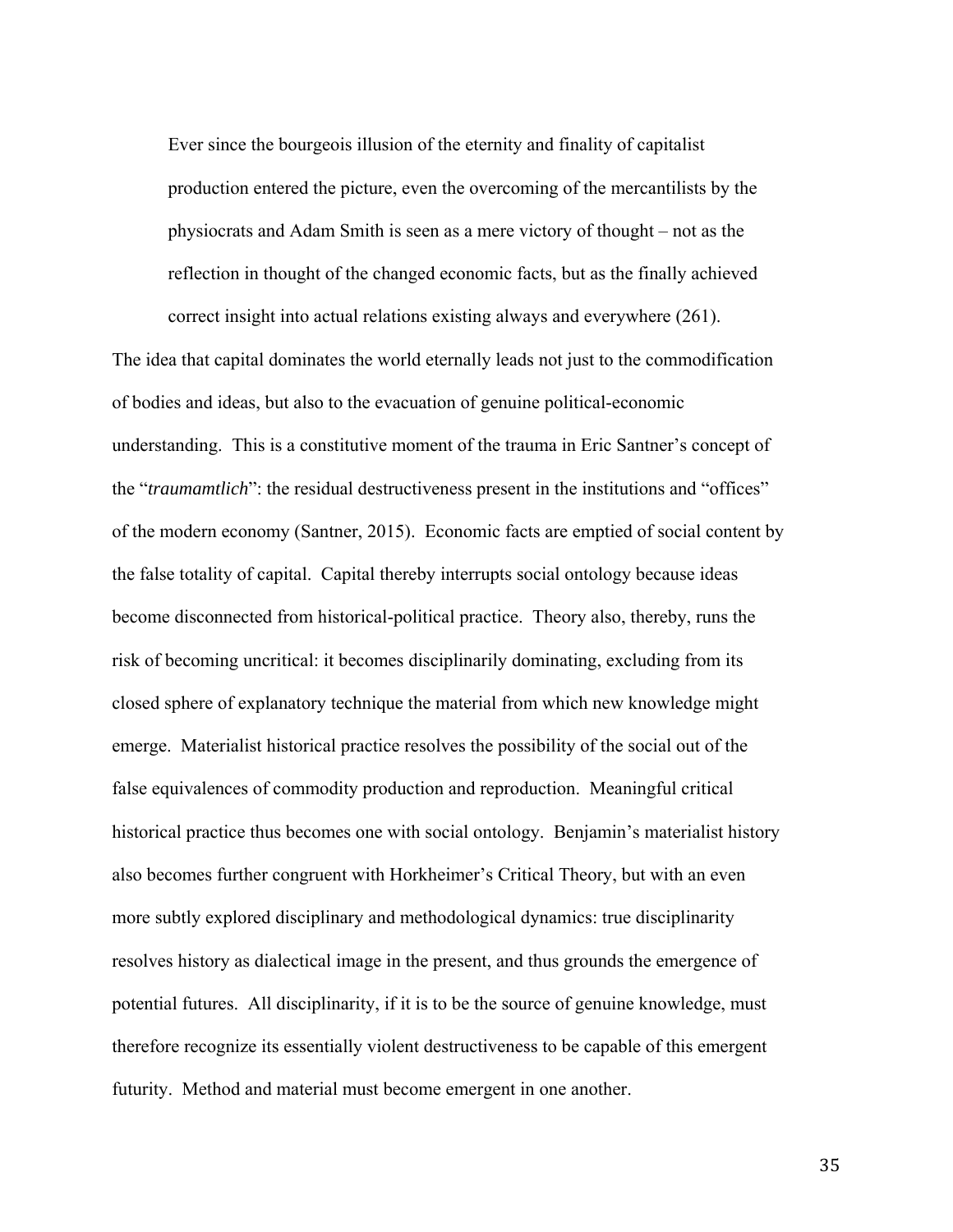> Ever since the bourgeois illusion of the eternity and finality of capitalist production entered the picture, even the overcoming of the mercantilists by the physiocrats and Adam Smith is seen as a mere victory of thought – not as the reflection in thought of the changed economic facts, but as the finally achieved correct insight into actual relations existing always and everywhere (261).

The idea that capital dominates the world eternally leads not just to the commodification of bodies and ideas, but also to the evacuation of genuine political-economic understanding. This is a constitutive moment of the trauma in Eric Santner's concept of the "*traumamtlich*": the residual destructiveness present in the institutions and "offices" of the modern economy (Santner, 2015). Economic facts are emptied of social content by the false totality of capital. Capital thereby interrupts social ontology because ideas become disconnected from historical-political practice. Theory also, thereby, runs the risk of becoming uncritical: it becomes disciplinarily dominating, excluding from its closed sphere of explanatory technique the material from which new knowledge might emerge. Materialist historical practice resolves the possibility of the social out of the false equivalences of commodity production and reproduction. Meaningful critical historical practice thus becomes one with social ontology. Benjamin's materialist history also becomes further congruent with Horkheimer's Critical Theory, but with an even more subtly explored disciplinary and methodological dynamics: true disciplinarity resolves history as dialectical image in the present, and thus grounds the emergence of potential futures. All disciplinarity, if it is to be the source of genuine knowledge, must therefore recognize its essentially violent destructiveness to be capable of this emergent futurity. Method and material must become emergent in one another.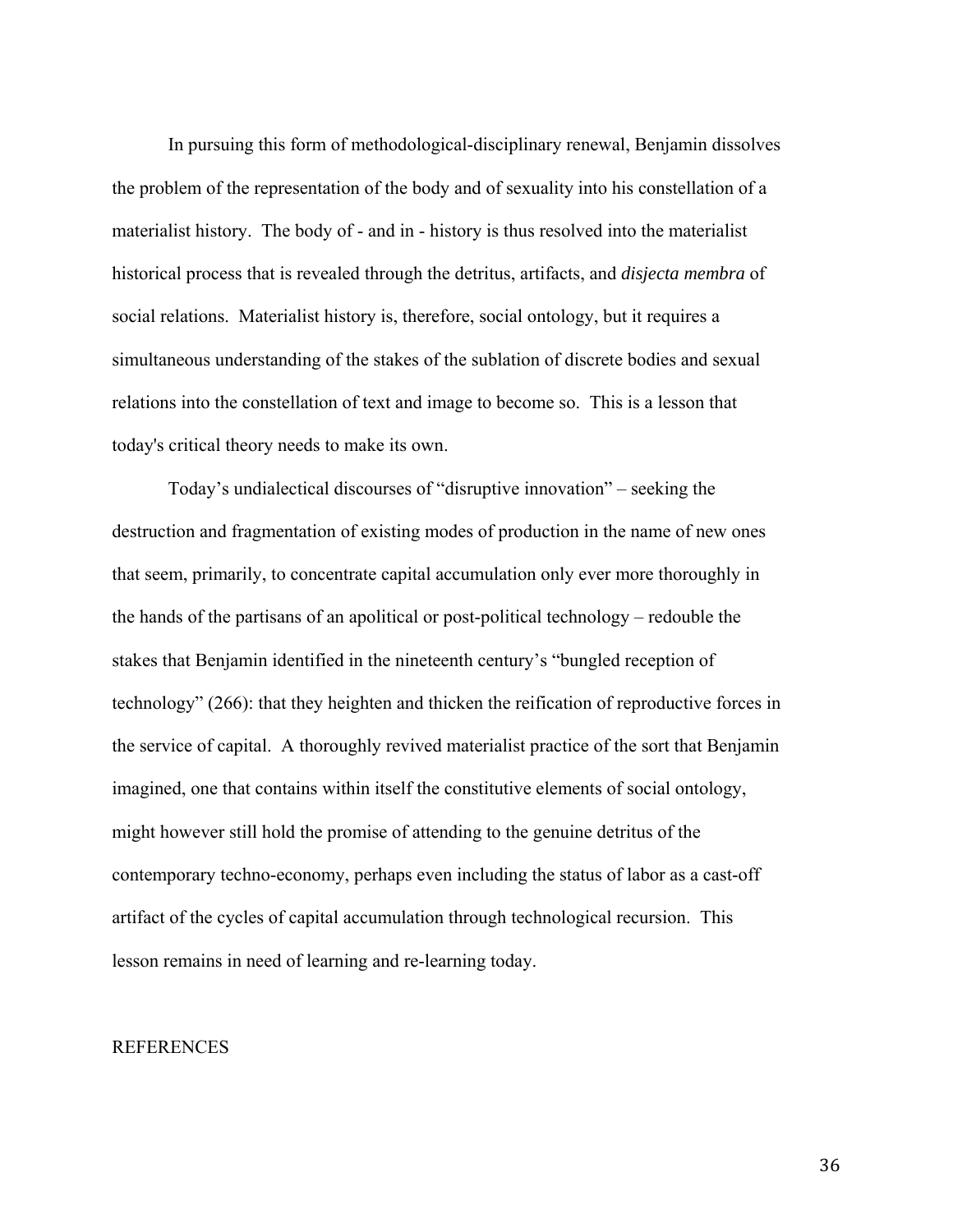In pursuing this form of methodological-disciplinary renewal, Benjamin dissolves the problem of the representation of the body and of sexuality into his constellation of a materialist history. The body of - and in - history is thus resolved into the materialist historical process that is revealed through the detritus, artifacts, and *disjecta membra* of social relations. Materialist history is, therefore, social ontology, but it requires a simultaneous understanding of the stakes of the sublation of discrete bodies and sexual relations into the constellation of text and image to become so. This is a lesson that today's critical theory needs to make its own.

Today's undialectical discourses of "disruptive innovation" – seeking the destruction and fragmentation of existing modes of production in the name of new ones that seem, primarily, to concentrate capital accumulation only ever more thoroughly in the hands of the partisans of an apolitical or post-political technology – redouble the stakes that Benjamin identified in the nineteenth century's "bungled reception of technology" (266): that they heighten and thicken the reification of reproductive forces in the service of capital. A thoroughly revived materialist practice of the sort that Benjamin imagined, one that contains within itself the constitutive elements of social ontology, might however still hold the promise of attending to the genuine detritus of the contemporary techno-economy, perhaps even including the status of labor as a cast-off artifact of the cycles of capital accumulation through technological recursion. This lesson remains in need of learning and re-learning today.

## REFERENCES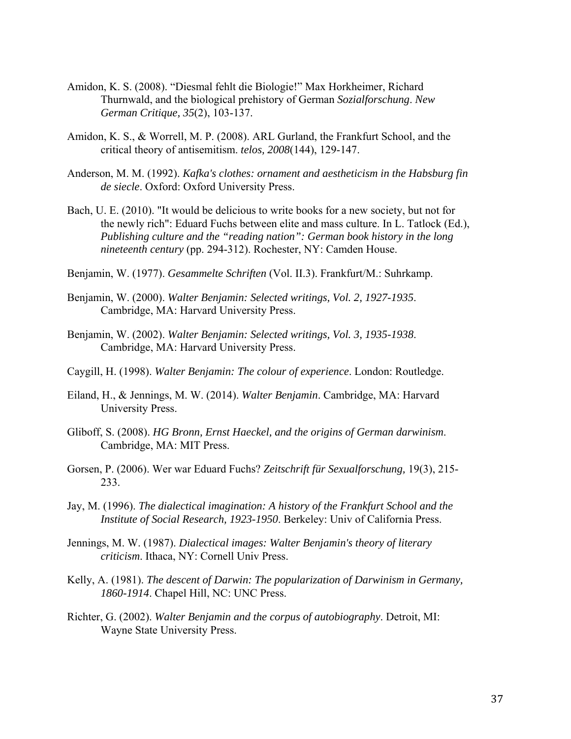Amidon, K. S. (2008). “Diesmal fehlt die Biologie!” Max Horkheimer, Richard Thurnwald, and the biological prehistory of German *Sozialforschung*. *New German Critique, 35*(2), 103-137.

Amidon, K. S., & Worrell, M. P. (2008). ARL Gurland, the Frankfurt School, and the critical theory of antisemitism. *telos, 2008*(144), 129-147.

Anderson, M. M. (1992). *Kafka's clothes: ornament and aestheticism in the Habsburg fin de siecle*. Oxford: Oxford University Press.

Bach, U. E. (2010). "It would be delicious to write books for a new society, but not for the newly rich": Eduard Fuchs between elite and mass culture. In L. Tatlock (Ed.), *Publishing culture and the “reading nation”: German book history in the long nineteenth century* (pp. 294-312). Rochester, NY: Camden House.

Benjamin, W. (1977). *Gesammelte Schriften* (Vol. II.3). Frankfurt/M.: Suhrkamp.

Benjamin, W. (2000). *Walter Benjamin: Selected writings, Vol. 2, 1927-1935*. Cambridge, MA: Harvard University Press.

Benjamin, W. (2002). *Walter Benjamin: Selected writings, Vol. 3, 1935-1938*. Cambridge, MA: Harvard University Press.

Caygill, H. (1998). *Walter Benjamin: The colour of experience*. London: Routledge.

Eiland, H., & Jennings, M. W. (2014). *Walter Benjamin*. Cambridge, MA: Harvard University Press.

Gliboff, S. (2008). *HG Bronn, Ernst Haeckel, and the origins of German darwinism*. Cambridge, MA: MIT Press.

Gorsen, P. (2006). Wer war Eduard Fuchs? *Zeitschrift für Sexualforschung,* 19(3), 215-233.

Jay, M. (1996). *The dialectical imagination: A history of the Frankfurt School and the Institute of Social Research, 1923-1950*. Berkeley: Univ of California Press.

Jennings, M. W. (1987). *Dialectical images: Walter Benjamin's theory of literary criticism*. Ithaca, NY: Cornell Univ Press.

Kelly, A. (1981). *The descent of Darwin: The popularization of Darwinism in Germany, 1860-1914*. Chapel Hill, NC: UNC Press.

Richter, G. (2002). *Walter Benjamin and the corpus of autobiography*. Detroit, MI: Wayne State University Press.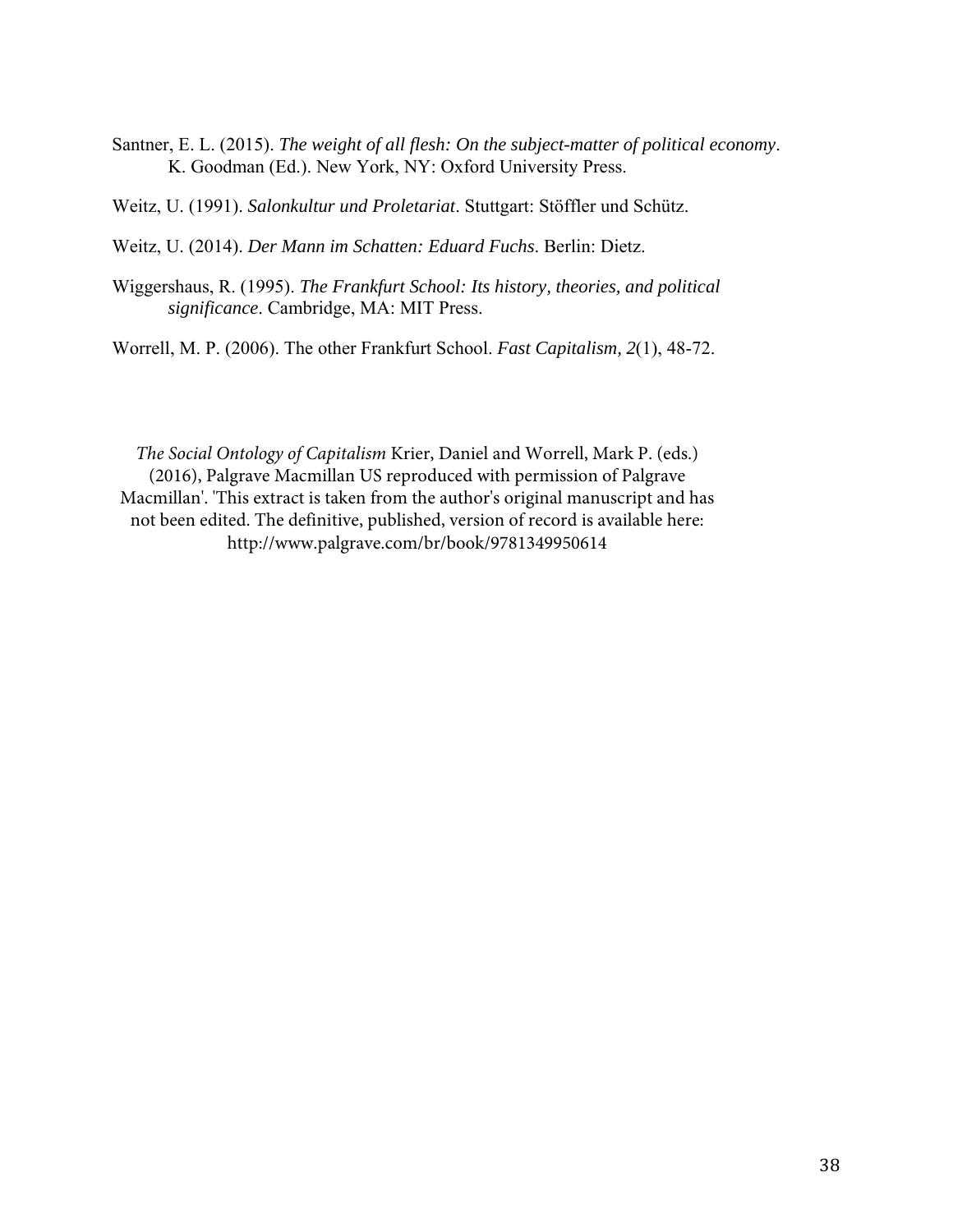Santner, E. L. (2015). *The weight of all flesh: On the subject-matter of political economy*. K. Goodman (Ed.). New York, NY: Oxford University Press.

Weitz, U. (1991). *Salonkultur und Proletariat*. Stuttgart: Stöffler und Schütz.

Weitz, U. (2014). *Der Mann im Schatten: Eduard Fuchs*. Berlin: Dietz.

Wiggershaus, R. (1995). *The Frankfurt School: Its history, theories, and political significance*. Cambridge, MA: MIT Press.

Worrell, M. P. (2006). The other Frankfurt School. *Fast Capitalism, 2*(1), 48-72.

*The Social Ontology of Capitalism* Krier, Daniel and Worrell, Mark P. (eds.) (2016), Palgrave Macmillan US reproduced with permission of Palgrave Macmillan'. 'This extract is taken from the author's original manuscript and has not been edited. The definitive, published, version of record is available here: http://www.palgrave.com/br/book/9781349950614